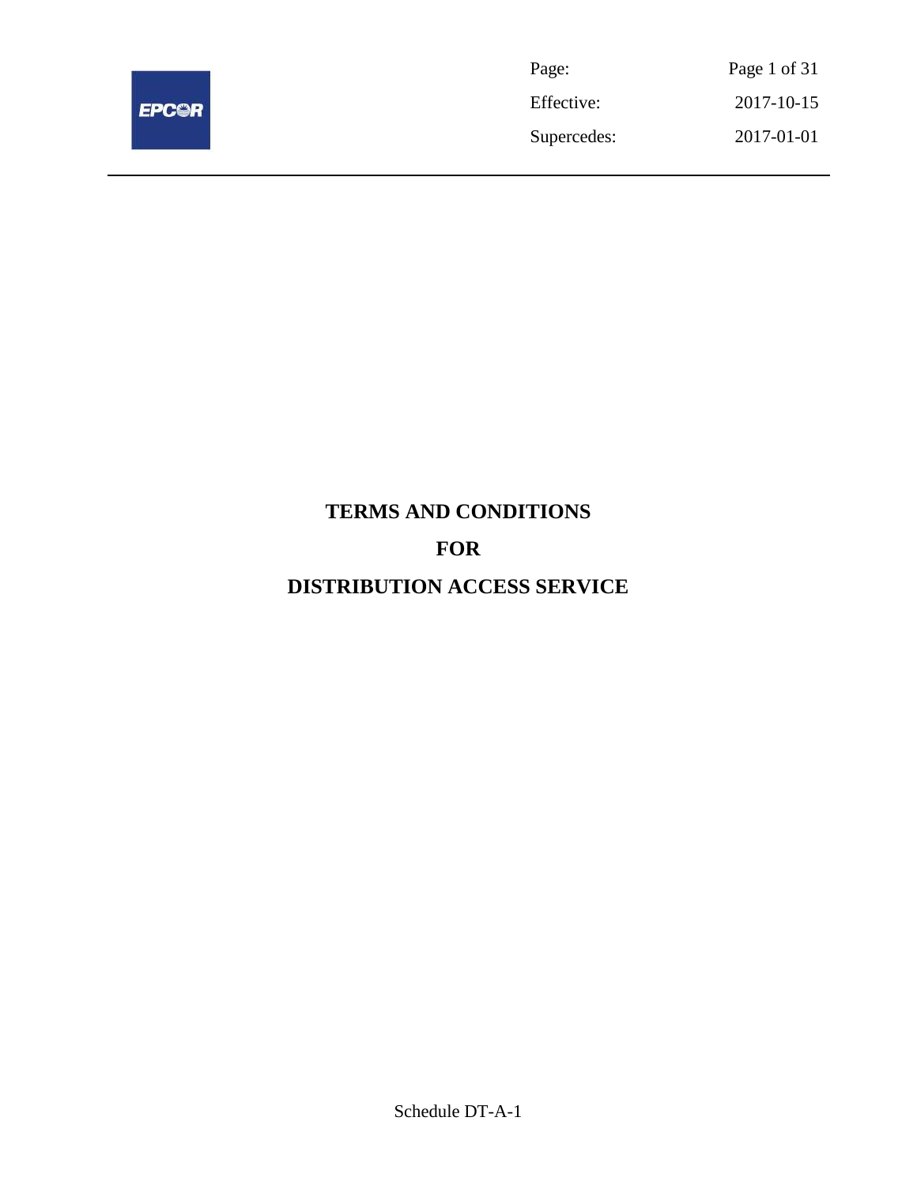| Page: | Page 1 of 31 |
| --- | --- |
| Effective: | 2017-10-15 |
| Supercedes: | 2017-01-01 |

# TERMS AND CONDITIONS

# FOR

# DISTRIBUTION ACCESS SERVICE

Schedule DT-A-1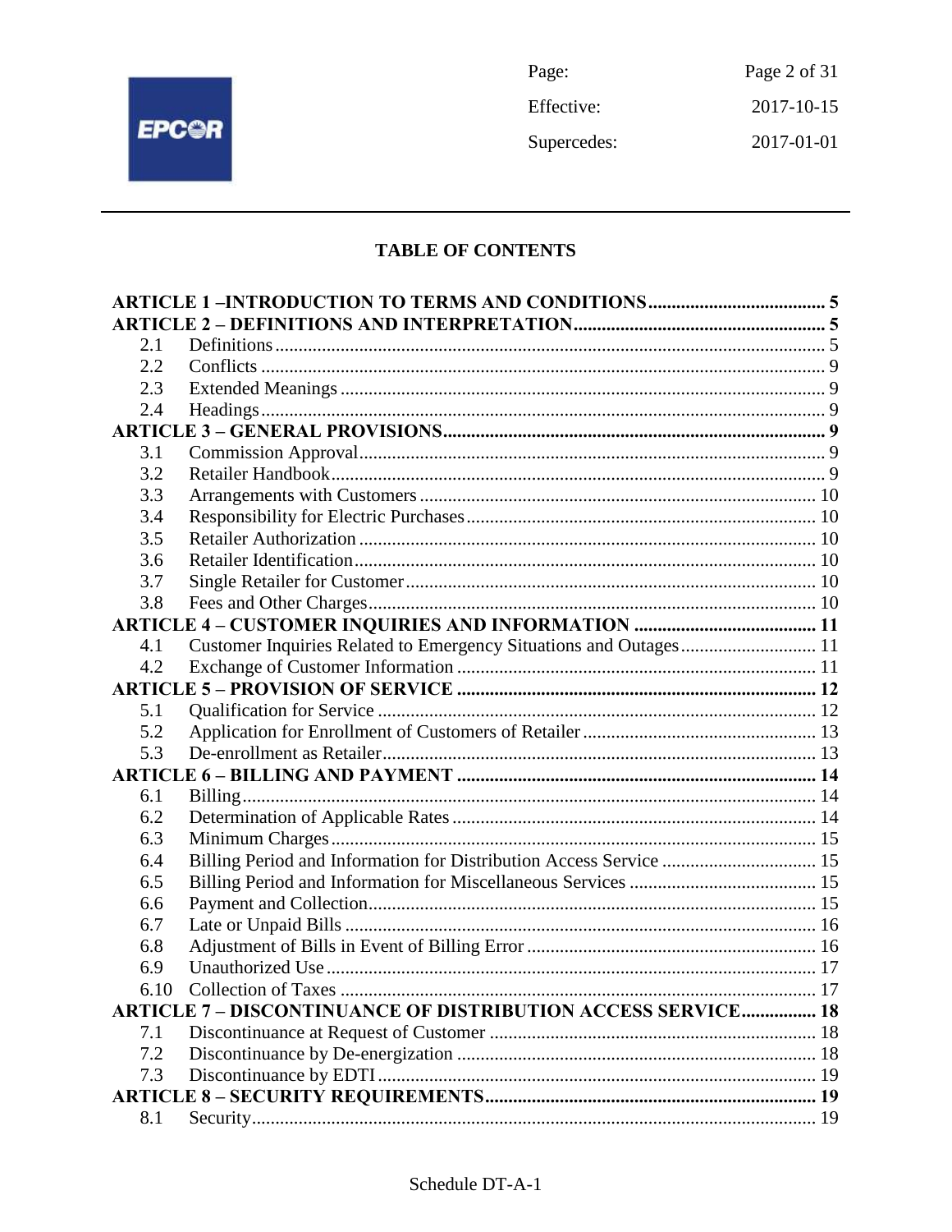## TABLE OF CONTENTS

| | | |
|---|---|---|
| **ARTICLE 1 –INTRODUCTION TO TERMS AND CONDITIONS** | | **5** |
| **ARTICLE 2 – DEFINITIONS AND INTERPRETATION** | | **5** |
| 2.1 | Definitions | 5 |
| 2.2 | Conflicts | 9 |
| 2.3 | Extended Meanings | 9 |
| 2.4 | Headings | 9 |
| **ARTICLE 3 – GENERAL PROVISIONS** | | **9** |
| 3.1 | Commission Approval | 9 |
| 3.2 | Retailer Handbook | 9 |
| 3.3 | Arrangements with Customers | 10 |
| 3.4 | Responsibility for Electric Purchases | 10 |
| 3.5 | Retailer Authorization | 10 |
| 3.6 | Retailer Identification | 10 |
| 3.7 | Single Retailer for Customer | 10 |
| 3.8 | Fees and Other Charges | 10 |
| **ARTICLE 4 – CUSTOMER INQUIRIES AND INFORMATION** | | **11** |
| 4.1 | Customer Inquiries Related to Emergency Situations and Outages | 11 |
| 4.2 | Exchange of Customer Information | 11 |
| **ARTICLE 5 – PROVISION OF SERVICE** | | **12** |
| 5.1 | Qualification for Service | 12 |
| 5.2 | Application for Enrollment of Customers of Retailer | 13 |
| 5.3 | De-enrollment as Retailer | 13 |
| **ARTICLE 6 – BILLING AND PAYMENT** | | **14** |
| 6.1 | Billing | 14 |
| 6.2 | Determination of Applicable Rates | 14 |
| 6.3 | Minimum Charges | 15 |
| 6.4 | Billing Period and Information for Distribution Access Service | 15 |
| 6.5 | Billing Period and Information for Miscellaneous Services | 15 |
| 6.6 | Payment and Collection | 15 |
| 6.7 | Late or Unpaid Bills | 16 |
| 6.8 | Adjustment of Bills in Event of Billing Error | 16 |
| 6.9 | Unauthorized Use | 17 |
| 6.10 | Collection of Taxes | 17 |
| **ARTICLE 7 – DISCONTINUANCE OF DISTRIBUTION ACCESS SERVICE** | | **18** |
| 7.1 | Discontinuance at Request of Customer | 18 |
| 7.2 | Discontinuance by De-energization | 18 |
| 7.3 | Discontinuance by EDTI | 19 |
| **ARTICLE 8 – SECURITY REQUIREMENTS** | | **19** |
| 8.1 | Security | 19 |

Schedule DT-A-1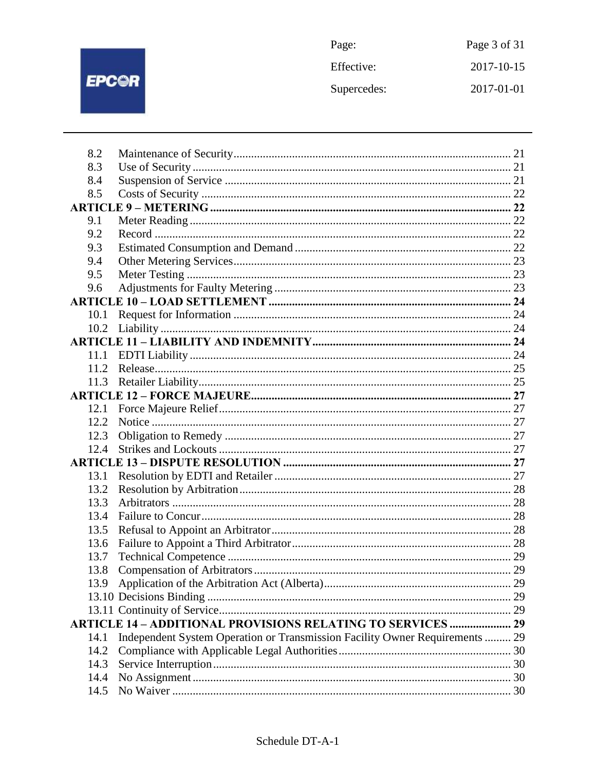| | | |
|---|---|---|
| 8.2 | Maintenance of Security | 21 |
| 8.3 | Use of Security | 21 |
| 8.4 | Suspension of Service | 21 |
| 8.5 | Costs of Security | 22 |
| **ARTICLE 9 – METERING** | | **22** |
| 9.1 | Meter Reading | 22 |
| 9.2 | Record | 22 |
| 9.3 | Estimated Consumption and Demand | 22 |
| 9.4 | Other Metering Services | 23 |
| 9.5 | Meter Testing | 23 |
| 9.6 | Adjustments for Faulty Metering | 23 |
| **ARTICLE 10 – LOAD SETTLEMENT** | | **24** |
| 10.1 | Request for Information | 24 |
| 10.2 | Liability | 24 |
| **ARTICLE 11 – LIABILITY AND INDEMNITY** | | **24** |
| 11.1 | EDTI Liability | 24 |
| 11.2 | Release | 25 |
| 11.3 | Retailer Liability | 25 |
| **ARTICLE 12 – FORCE MAJEURE** | | **27** |
| 12.1 | Force Majeure Relief | 27 |
| 12.2 | Notice | 27 |
| 12.3 | Obligation to Remedy | 27 |
| 12.4 | Strikes and Lockouts | 27 |
| **ARTICLE 13 – DISPUTE RESOLUTION** | | **27** |
| 13.1 | Resolution by EDTI and Retailer | 27 |
| 13.2 | Resolution by Arbitration | 28 |
| 13.3 | Arbitrators | 28 |
| 13.4 | Failure to Concur | 28 |
| 13.5 | Refusal to Appoint an Arbitrator | 28 |
| 13.6 | Failure to Appoint a Third Arbitrator | 28 |
| 13.7 | Technical Competence | 29 |
| 13.8 | Compensation of Arbitrators | 29 |
| 13.9 | Application of the Arbitration Act (Alberta) | 29 |
| 13.10 | Decisions Binding | 29 |
| 13.11 | Continuity of Service | 29 |
| **ARTICLE 14 – ADDITIONAL PROVISIONS RELATING TO SERVICES** | | **29** |
| 14.1 | Independent System Operation or Transmission Facility Owner Requirements | 29 |
| 14.2 | Compliance with Applicable Legal Authorities | 30 |
| 14.3 | Service Interruption | 30 |
| 14.4 | No Assignment | 30 |
| 14.5 | No Waiver | 30 |

Schedule DT-A-1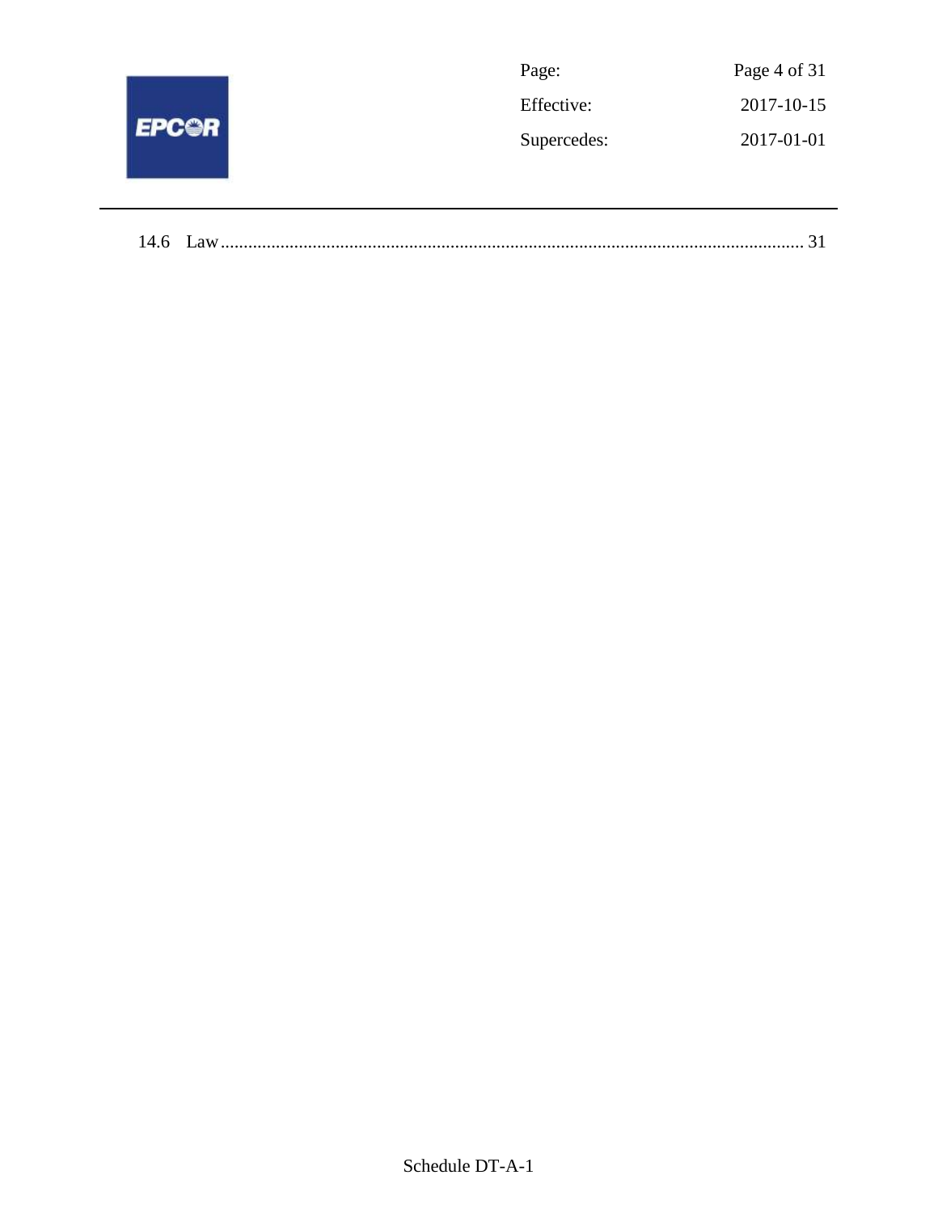14.6 Law ........................................................................................................................ 31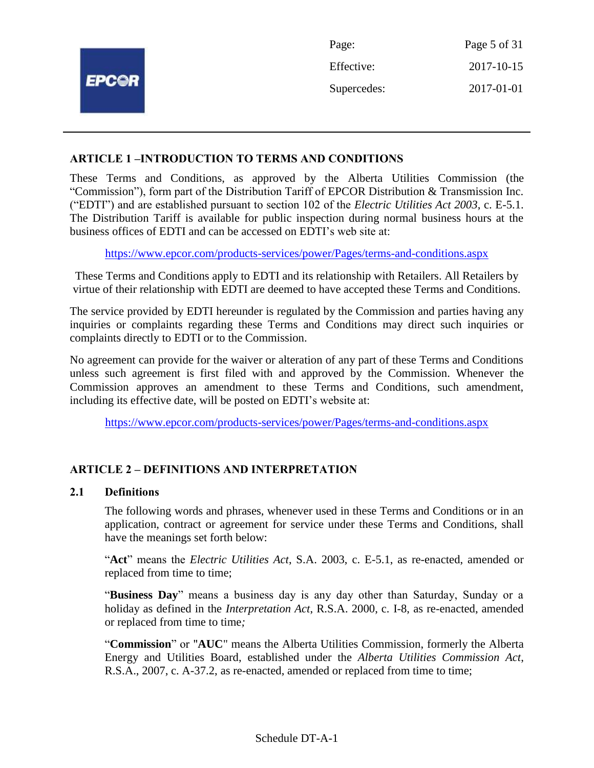## ARTICLE 1 –INTRODUCTION TO TERMS AND CONDITIONS

These Terms and Conditions, as approved by the Alberta Utilities Commission (the "Commission"), form part of the Distribution Tariff of EPCOR Distribution & Transmission Inc. ("EDTI") and are established pursuant to section 102 of the *Electric Utilities Act 2003*, c. E-5.1. The Distribution Tariff is available for public inspection during normal business hours at the business offices of EDTI and can be accessed on EDTI's web site at:

https://www.epcor.com/products-services/power/Pages/terms-and-conditions.aspx

These Terms and Conditions apply to EDTI and its relationship with Retailers. All Retailers by virtue of their relationship with EDTI are deemed to have accepted these Terms and Conditions.

The service provided by EDTI hereunder is regulated by the Commission and parties having any inquiries or complaints regarding these Terms and Conditions may direct such inquiries or complaints directly to EDTI or to the Commission.

No agreement can provide for the waiver or alteration of any part of these Terms and Conditions unless such agreement is first filed with and approved by the Commission. Whenever the Commission approves an amendment to these Terms and Conditions, such amendment, including its effective date, will be posted on EDTI's website at:

https://www.epcor.com/products-services/power/Pages/terms-and-conditions.aspx

## ARTICLE 2 – DEFINITIONS AND INTERPRETATION

### 2.1 Definitions

The following words and phrases, whenever used in these Terms and Conditions or in an application, contract or agreement for service under these Terms and Conditions, shall have the meanings set forth below:

"**Act**" means the *Electric Utilities Act*, S.A. 2003, c. E-5.1, as re-enacted, amended or replaced from time to time;

"**Business Day**" means a business day is any day other than Saturday, Sunday or a holiday as defined in the *Interpretation Act*, R.S.A. 2000, c. I-8, as re-enacted, amended or replaced from time to time;

"**Commission**" or "**AUC**" means the Alberta Utilities Commission, formerly the Alberta Energy and Utilities Board, established under the *Alberta Utilities Commission Act*, R.S.A., 2007, c. A-37.2, as re-enacted, amended or replaced from time to time;

Schedule DT-A-1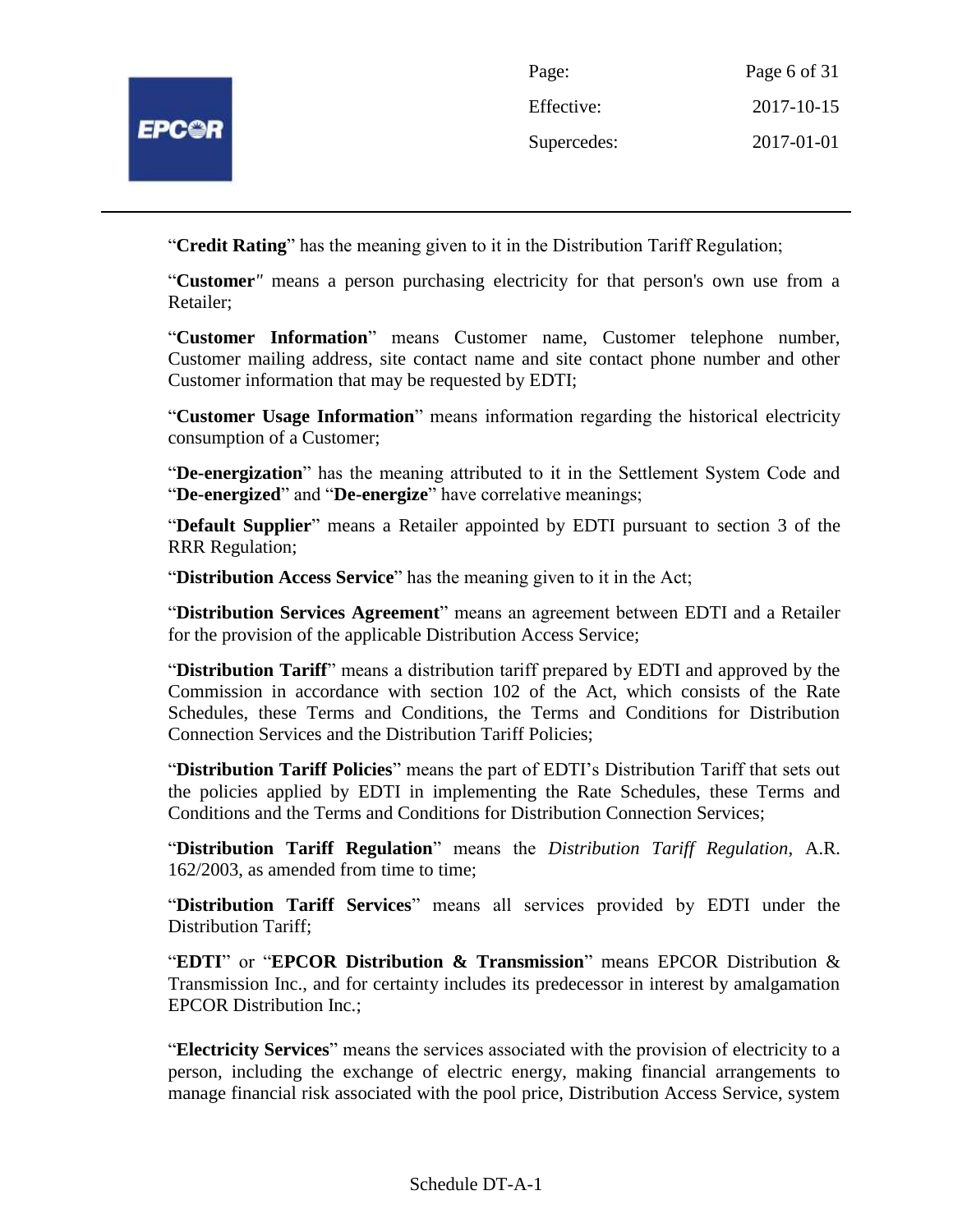"**Credit Rating**" has the meaning given to it in the Distribution Tariff Regulation;

"**Customer**" means a person purchasing electricity for that person's own use from a Retailer;

"**Customer Information**" means Customer name, Customer telephone number, Customer mailing address, site contact name and site contact phone number and other Customer information that may be requested by EDTI;

"**Customer Usage Information**" means information regarding the historical electricity consumption of a Customer;

"**De-energization**" has the meaning attributed to it in the Settlement System Code and "**De-energized**" and "**De-energize**" have correlative meanings;

"**Default Supplier**" means a Retailer appointed by EDTI pursuant to section 3 of the RRR Regulation;

"**Distribution Access Service**" has the meaning given to it in the Act;

"**Distribution Services Agreement**" means an agreement between EDTI and a Retailer for the provision of the applicable Distribution Access Service;

"**Distribution Tariff**" means a distribution tariff prepared by EDTI and approved by the Commission in accordance with section 102 of the Act, which consists of the Rate Schedules, these Terms and Conditions, the Terms and Conditions for Distribution Connection Services and the Distribution Tariff Policies;

"**Distribution Tariff Policies**" means the part of EDTI's Distribution Tariff that sets out the policies applied by EDTI in implementing the Rate Schedules, these Terms and Conditions and the Terms and Conditions for Distribution Connection Services;

"**Distribution Tariff Regulation**" means the *Distribution Tariff Regulation*, A.R. 162/2003, as amended from time to time;

"**Distribution Tariff Services**" means all services provided by EDTI under the Distribution Tariff;

"**EDTI**" or "**EPCOR Distribution & Transmission**" means EPCOR Distribution & Transmission Inc., and for certainty includes its predecessor in interest by amalgamation EPCOR Distribution Inc.;

"**Electricity Services**" means the services associated with the provision of electricity to a person, including the exchange of electric energy, making financial arrangements to manage financial risk associated with the pool price, Distribution Access Service, system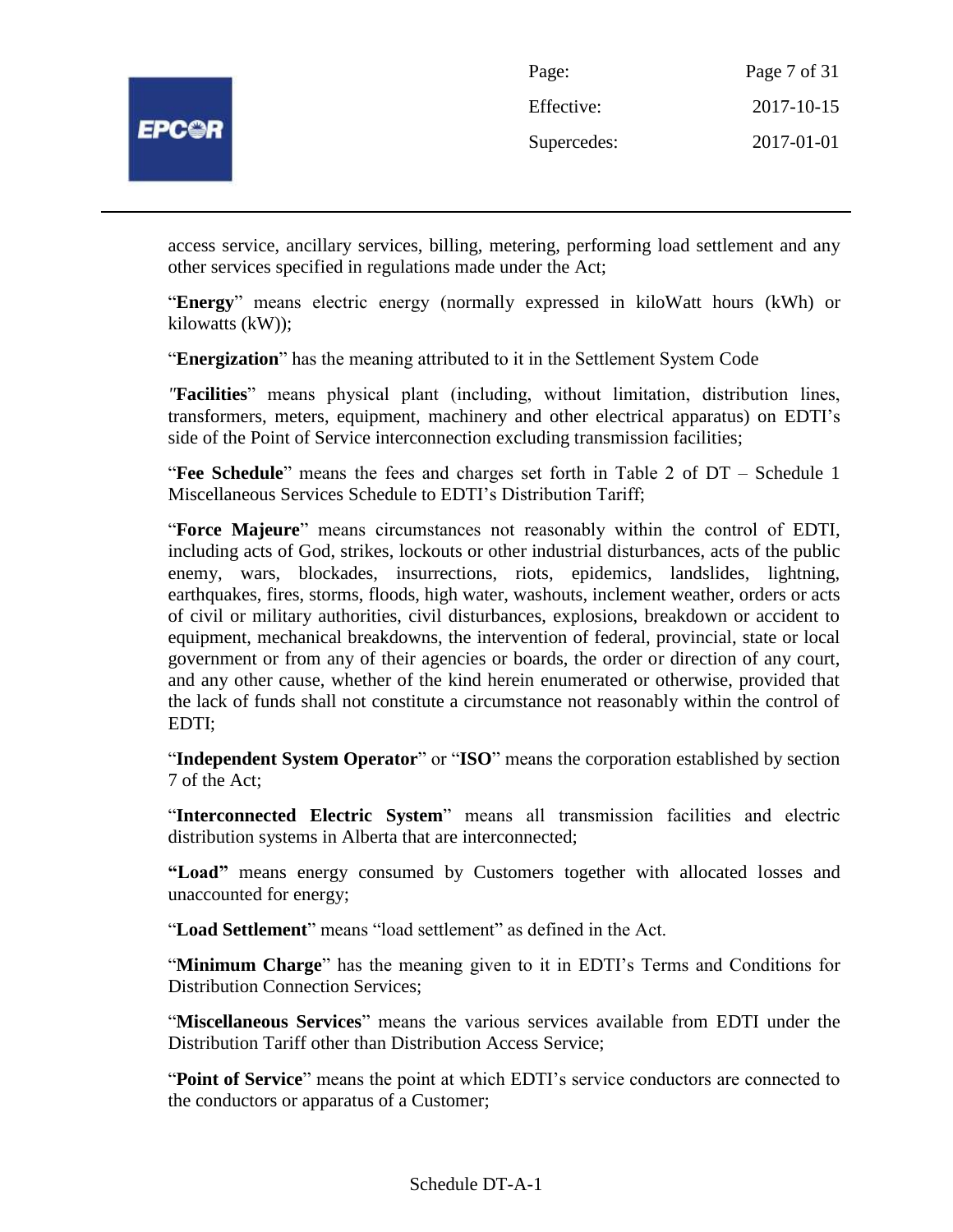access service, ancillary services, billing, metering, performing load settlement and any other services specified in regulations made under the Act;

"**Energy**" means electric energy (normally expressed in kiloWatt hours (kWh) or kilowatts (kW));

"**Energization**" has the meaning attributed to it in the Settlement System Code

"**Facilities**" means physical plant (including, without limitation, distribution lines, transformers, meters, equipment, machinery and other electrical apparatus) on EDTI's side of the Point of Service interconnection excluding transmission facilities;

"**Fee Schedule**" means the fees and charges set forth in Table 2 of DT – Schedule 1 Miscellaneous Services Schedule to EDTI's Distribution Tariff;

"**Force Majeure**" means circumstances not reasonably within the control of EDTI, including acts of God, strikes, lockouts or other industrial disturbances, acts of the public enemy, wars, blockades, insurrections, riots, epidemics, landslides, lightning, earthquakes, fires, storms, floods, high water, washouts, inclement weather, orders or acts of civil or military authorities, civil disturbances, explosions, breakdown or accident to equipment, mechanical breakdowns, the intervention of federal, provincial, state or local government or from any of their agencies or boards, the order or direction of any court, and any other cause, whether of the kind herein enumerated or otherwise, provided that the lack of funds shall not constitute a circumstance not reasonably within the control of EDTI;

"**Independent System Operator**" or "**ISO**" means the corporation established by section 7 of the Act;

"**Interconnected Electric System**" means all transmission facilities and electric distribution systems in Alberta that are interconnected;

**"Load"** means energy consumed by Customers together with allocated losses and unaccounted for energy;

"**Load Settlement**" means "load settlement" as defined in the Act.

"**Minimum Charge**" has the meaning given to it in EDTI's Terms and Conditions for Distribution Connection Services;

"**Miscellaneous Services**" means the various services available from EDTI under the Distribution Tariff other than Distribution Access Service;

"**Point of Service**" means the point at which EDTI's service conductors are connected to the conductors or apparatus of a Customer;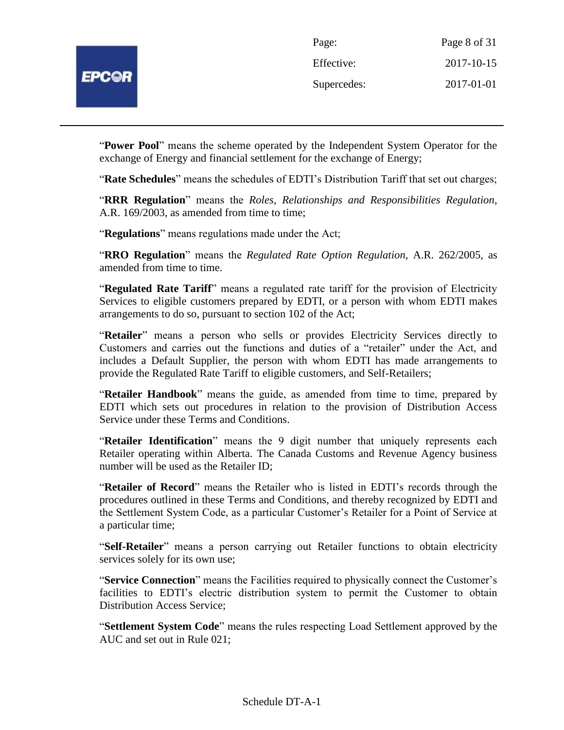"**Power Pool**" means the scheme operated by the Independent System Operator for the exchange of Energy and financial settlement for the exchange of Energy;

"**Rate Schedules**" means the schedules of EDTI's Distribution Tariff that set out charges;

"**RRR Regulation**" means the *Roles, Relationships and Responsibilities Regulation*, A.R. 169/2003, as amended from time to time;

"**Regulations**" means regulations made under the Act;

"**RRO Regulation**" means the *Regulated Rate Option Regulation*, A.R. 262/2005, as amended from time to time.

"**Regulated Rate Tariff**" means a regulated rate tariff for the provision of Electricity Services to eligible customers prepared by EDTI, or a person with whom EDTI makes arrangements to do so, pursuant to section 102 of the Act;

"**Retailer**" means a person who sells or provides Electricity Services directly to Customers and carries out the functions and duties of a "retailer" under the Act, and includes a Default Supplier, the person with whom EDTI has made arrangements to provide the Regulated Rate Tariff to eligible customers, and Self-Retailers;

"**Retailer Handbook**" means the guide, as amended from time to time, prepared by EDTI which sets out procedures in relation to the provision of Distribution Access Service under these Terms and Conditions.

"**Retailer Identification**" means the 9 digit number that uniquely represents each Retailer operating within Alberta. The Canada Customs and Revenue Agency business number will be used as the Retailer ID;

"**Retailer of Record**" means the Retailer who is listed in EDTI's records through the procedures outlined in these Terms and Conditions, and thereby recognized by EDTI and the Settlement System Code, as a particular Customer's Retailer for a Point of Service at a particular time;

"**Self-Retailer**" means a person carrying out Retailer functions to obtain electricity services solely for its own use;

"**Service Connection**" means the Facilities required to physically connect the Customer's facilities to EDTI's electric distribution system to permit the Customer to obtain Distribution Access Service;

"**Settlement System Code**" means the rules respecting Load Settlement approved by the AUC and set out in Rule 021;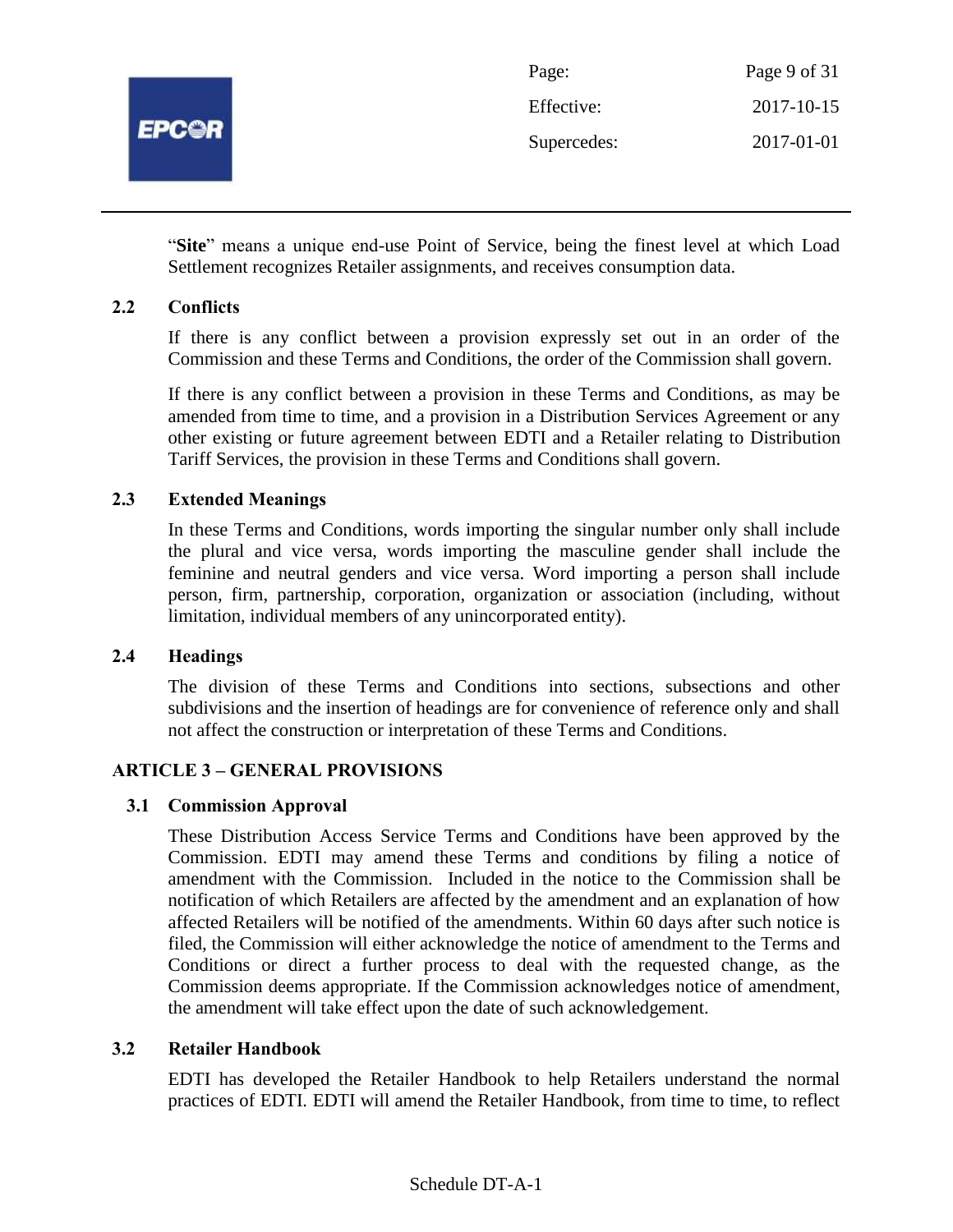"**Site**" means a unique end-use Point of Service, being the finest level at which Load Settlement recognizes Retailer assignments, and receives consumption data.

### 2.2 Conflicts

If there is any conflict between a provision expressly set out in an order of the Commission and these Terms and Conditions, the order of the Commission shall govern.

If there is any conflict between a provision in these Terms and Conditions, as may be amended from time to time, and a provision in a Distribution Services Agreement or any other existing or future agreement between EDTI and a Retailer relating to Distribution Tariff Services, the provision in these Terms and Conditions shall govern.

### 2.3 Extended Meanings

In these Terms and Conditions, words importing the singular number only shall include the plural and vice versa, words importing the masculine gender shall include the feminine and neutral genders and vice versa. Word importing a person shall include person, firm, partnership, corporation, organization or association (including, without limitation, individual members of any unincorporated entity).

### 2.4 Headings

The division of these Terms and Conditions into sections, subsections and other subdivisions and the insertion of headings are for convenience of reference only and shall not affect the construction or interpretation of these Terms and Conditions.

## ARTICLE 3 – GENERAL PROVISIONS

### 3.1 Commission Approval

These Distribution Access Service Terms and Conditions have been approved by the Commission. EDTI may amend these Terms and conditions by filing a notice of amendment with the Commission. Included in the notice to the Commission shall be notification of which Retailers are affected by the amendment and an explanation of how affected Retailers will be notified of the amendments. Within 60 days after such notice is filed, the Commission will either acknowledge the notice of amendment to the Terms and Conditions or direct a further process to deal with the requested change, as the Commission deems appropriate. If the Commission acknowledges notice of amendment, the amendment will take effect upon the date of such acknowledgement.

### 3.2 Retailer Handbook

EDTI has developed the Retailer Handbook to help Retailers understand the normal practices of EDTI. EDTI will amend the Retailer Handbook, from time to time, to reflect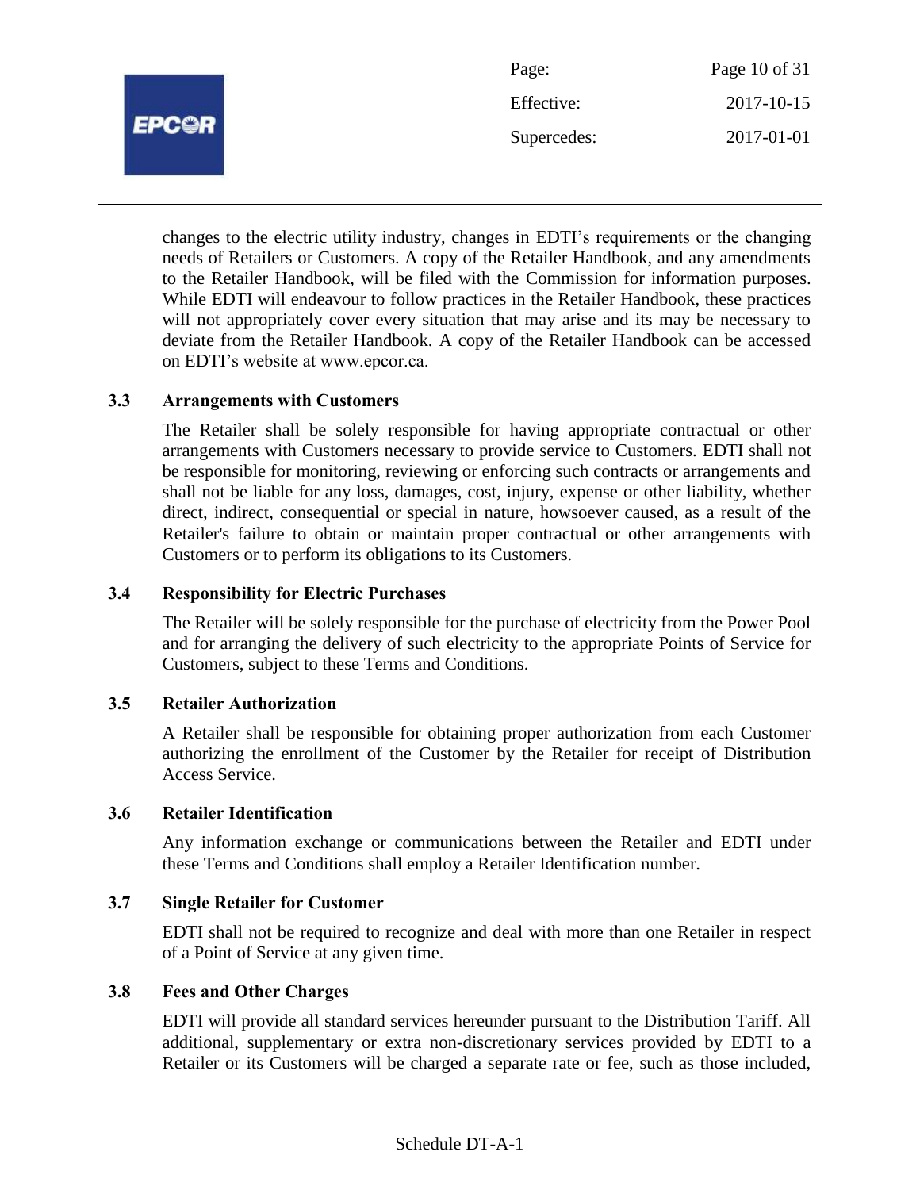changes to the electric utility industry, changes in EDTI's requirements or the changing needs of Retailers or Customers. A copy of the Retailer Handbook, and any amendments to the Retailer Handbook, will be filed with the Commission for information purposes. While EDTI will endeavour to follow practices in the Retailer Handbook, these practices will not appropriately cover every situation that may arise and its may be necessary to deviate from the Retailer Handbook. A copy of the Retailer Handbook can be accessed on EDTI's website at www.epcor.ca.

### 3.3 Arrangements with Customers

The Retailer shall be solely responsible for having appropriate contractual or other arrangements with Customers necessary to provide service to Customers. EDTI shall not be responsible for monitoring, reviewing or enforcing such contracts or arrangements and shall not be liable for any loss, damages, cost, injury, expense or other liability, whether direct, indirect, consequential or special in nature, howsoever caused, as a result of the Retailer's failure to obtain or maintain proper contractual or other arrangements with Customers or to perform its obligations to its Customers.

### 3.4 Responsibility for Electric Purchases

The Retailer will be solely responsible for the purchase of electricity from the Power Pool and for arranging the delivery of such electricity to the appropriate Points of Service for Customers, subject to these Terms and Conditions.

### 3.5 Retailer Authorization

A Retailer shall be responsible for obtaining proper authorization from each Customer authorizing the enrollment of the Customer by the Retailer for receipt of Distribution Access Service.

### 3.6 Retailer Identification

Any information exchange or communications between the Retailer and EDTI under these Terms and Conditions shall employ a Retailer Identification number.

### 3.7 Single Retailer for Customer

EDTI shall not be required to recognize and deal with more than one Retailer in respect of a Point of Service at any given time.

### 3.8 Fees and Other Charges

EDTI will provide all standard services hereunder pursuant to the Distribution Tariff. All additional, supplementary or extra non-discretionary services provided by EDTI to a Retailer or its Customers will be charged a separate rate or fee, such as those included,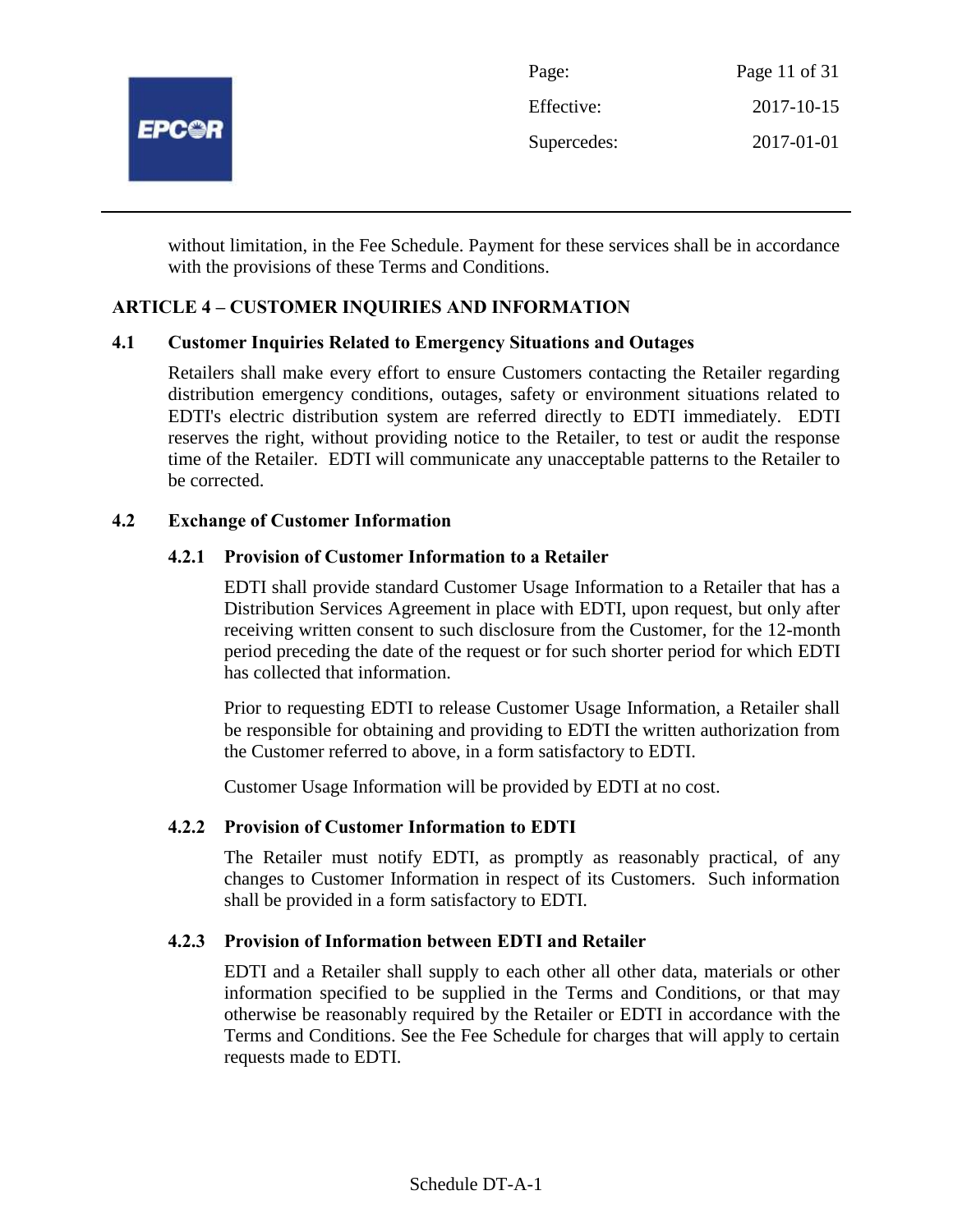without limitation, in the Fee Schedule. Payment for these services shall be in accordance with the provisions of these Terms and Conditions.

## ARTICLE 4 – CUSTOMER INQUIRIES AND INFORMATION

### 4.1 Customer Inquiries Related to Emergency Situations and Outages

Retailers shall make every effort to ensure Customers contacting the Retailer regarding distribution emergency conditions, outages, safety or environment situations related to EDTI's electric distribution system are referred directly to EDTI immediately. EDTI reserves the right, without providing notice to the Retailer, to test or audit the response time of the Retailer. EDTI will communicate any unacceptable patterns to the Retailer to be corrected.

### 4.2 Exchange of Customer Information

#### 4.2.1 Provision of Customer Information to a Retailer

EDTI shall provide standard Customer Usage Information to a Retailer that has a Distribution Services Agreement in place with EDTI, upon request, but only after receiving written consent to such disclosure from the Customer, for the 12-month period preceding the date of the request or for such shorter period for which EDTI has collected that information.

Prior to requesting EDTI to release Customer Usage Information, a Retailer shall be responsible for obtaining and providing to EDTI the written authorization from the Customer referred to above, in a form satisfactory to EDTI.

Customer Usage Information will be provided by EDTI at no cost.

#### 4.2.2 Provision of Customer Information to EDTI

The Retailer must notify EDTI, as promptly as reasonably practical, of any changes to Customer Information in respect of its Customers. Such information shall be provided in a form satisfactory to EDTI.

#### 4.2.3 Provision of Information between EDTI and Retailer

EDTI and a Retailer shall supply to each other all other data, materials or other information specified to be supplied in the Terms and Conditions, or that may otherwise be reasonably required by the Retailer or EDTI in accordance with the Terms and Conditions. See the Fee Schedule for charges that will apply to certain requests made to EDTI.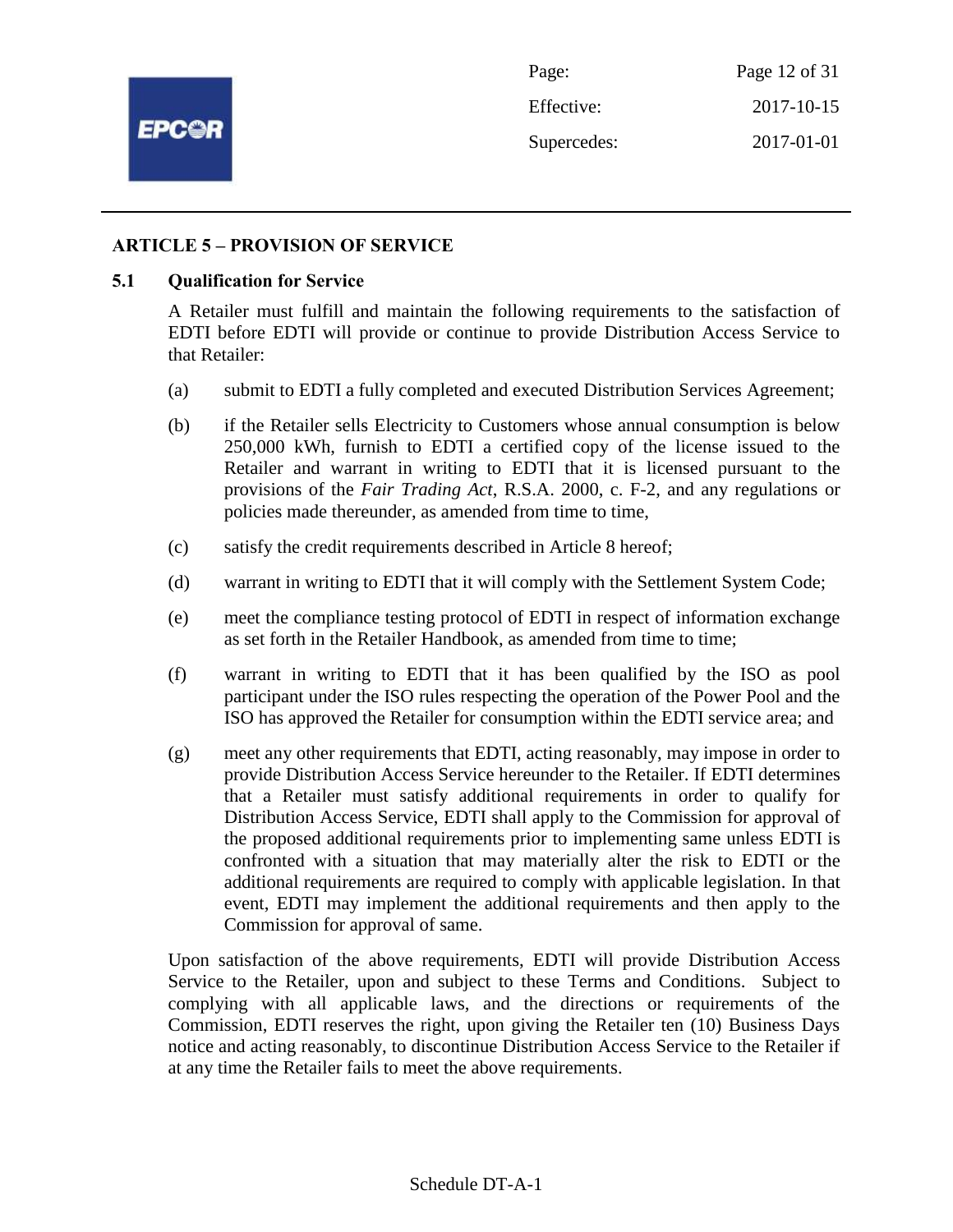## ARTICLE 5 – PROVISION OF SERVICE

### 5.1 Qualification for Service

A Retailer must fulfill and maintain the following requirements to the satisfaction of EDTI before EDTI will provide or continue to provide Distribution Access Service to that Retailer:

(a) submit to EDTI a fully completed and executed Distribution Services Agreement;

(b) if the Retailer sells Electricity to Customers whose annual consumption is below 250,000 kWh, furnish to EDTI a certified copy of the license issued to the Retailer and warrant in writing to EDTI that it is licensed pursuant to the provisions of the *Fair Trading Act*, R.S.A. 2000, c. F-2, and any regulations or policies made thereunder, as amended from time to time,

(c) satisfy the credit requirements described in Article 8 hereof;

(d) warrant in writing to EDTI that it will comply with the Settlement System Code;

(e) meet the compliance testing protocol of EDTI in respect of information exchange as set forth in the Retailer Handbook, as amended from time to time;

(f) warrant in writing to EDTI that it has been qualified by the ISO as pool participant under the ISO rules respecting the operation of the Power Pool and the ISO has approved the Retailer for consumption within the EDTI service area; and

(g) meet any other requirements that EDTI, acting reasonably, may impose in order to provide Distribution Access Service hereunder to the Retailer. If EDTI determines that a Retailer must satisfy additional requirements in order to qualify for Distribution Access Service, EDTI shall apply to the Commission for approval of the proposed additional requirements prior to implementing same unless EDTI is confronted with a situation that may materially alter the risk to EDTI or the additional requirements are required to comply with applicable legislation. In that event, EDTI may implement the additional requirements and then apply to the Commission for approval of same.

Upon satisfaction of the above requirements, EDTI will provide Distribution Access Service to the Retailer, upon and subject to these Terms and Conditions. Subject to complying with all applicable laws, and the directions or requirements of the Commission, EDTI reserves the right, upon giving the Retailer ten (10) Business Days notice and acting reasonably, to discontinue Distribution Access Service to the Retailer if at any time the Retailer fails to meet the above requirements.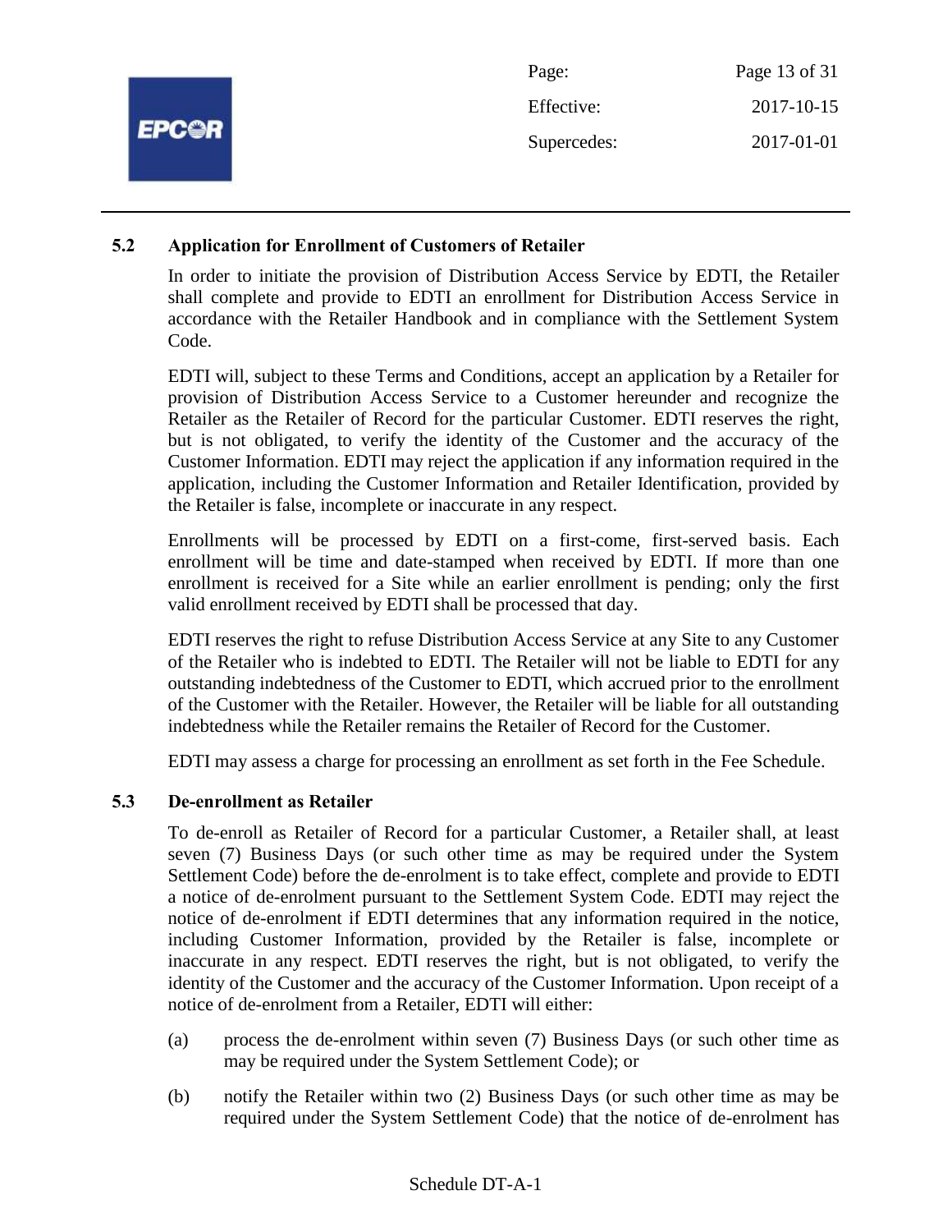### 5.2 Application for Enrollment of Customers of Retailer

In order to initiate the provision of Distribution Access Service by EDTI, the Retailer shall complete and provide to EDTI an enrollment for Distribution Access Service in accordance with the Retailer Handbook and in compliance with the Settlement System Code.

EDTI will, subject to these Terms and Conditions, accept an application by a Retailer for provision of Distribution Access Service to a Customer hereunder and recognize the Retailer as the Retailer of Record for the particular Customer. EDTI reserves the right, but is not obligated, to verify the identity of the Customer and the accuracy of the Customer Information. EDTI may reject the application if any information required in the application, including the Customer Information and Retailer Identification, provided by the Retailer is false, incomplete or inaccurate in any respect.

Enrollments will be processed by EDTI on a first-come, first-served basis. Each enrollment will be time and date-stamped when received by EDTI. If more than one enrollment is received for a Site while an earlier enrollment is pending; only the first valid enrollment received by EDTI shall be processed that day.

EDTI reserves the right to refuse Distribution Access Service at any Site to any Customer of the Retailer who is indebted to EDTI. The Retailer will not be liable to EDTI for any outstanding indebtedness of the Customer to EDTI, which accrued prior to the enrollment of the Customer with the Retailer. However, the Retailer will be liable for all outstanding indebtedness while the Retailer remains the Retailer of Record for the Customer.

EDTI may assess a charge for processing an enrollment as set forth in the Fee Schedule.

### 5.3 De-enrollment as Retailer

To de-enroll as Retailer of Record for a particular Customer, a Retailer shall, at least seven (7) Business Days (or such other time as may be required under the System Settlement Code) before the de-enrolment is to take effect, complete and provide to EDTI a notice of de-enrolment pursuant to the Settlement System Code. EDTI may reject the notice of de-enrolment if EDTI determines that any information required in the notice, including Customer Information, provided by the Retailer is false, incomplete or inaccurate in any respect. EDTI reserves the right, but is not obligated, to verify the identity of the Customer and the accuracy of the Customer Information. Upon receipt of a notice of de-enrolment from a Retailer, EDTI will either:

(a) process the de-enrolment within seven (7) Business Days (or such other time as may be required under the System Settlement Code); or

(b) notify the Retailer within two (2) Business Days (or such other time as may be required under the System Settlement Code) that the notice of de-enrolment has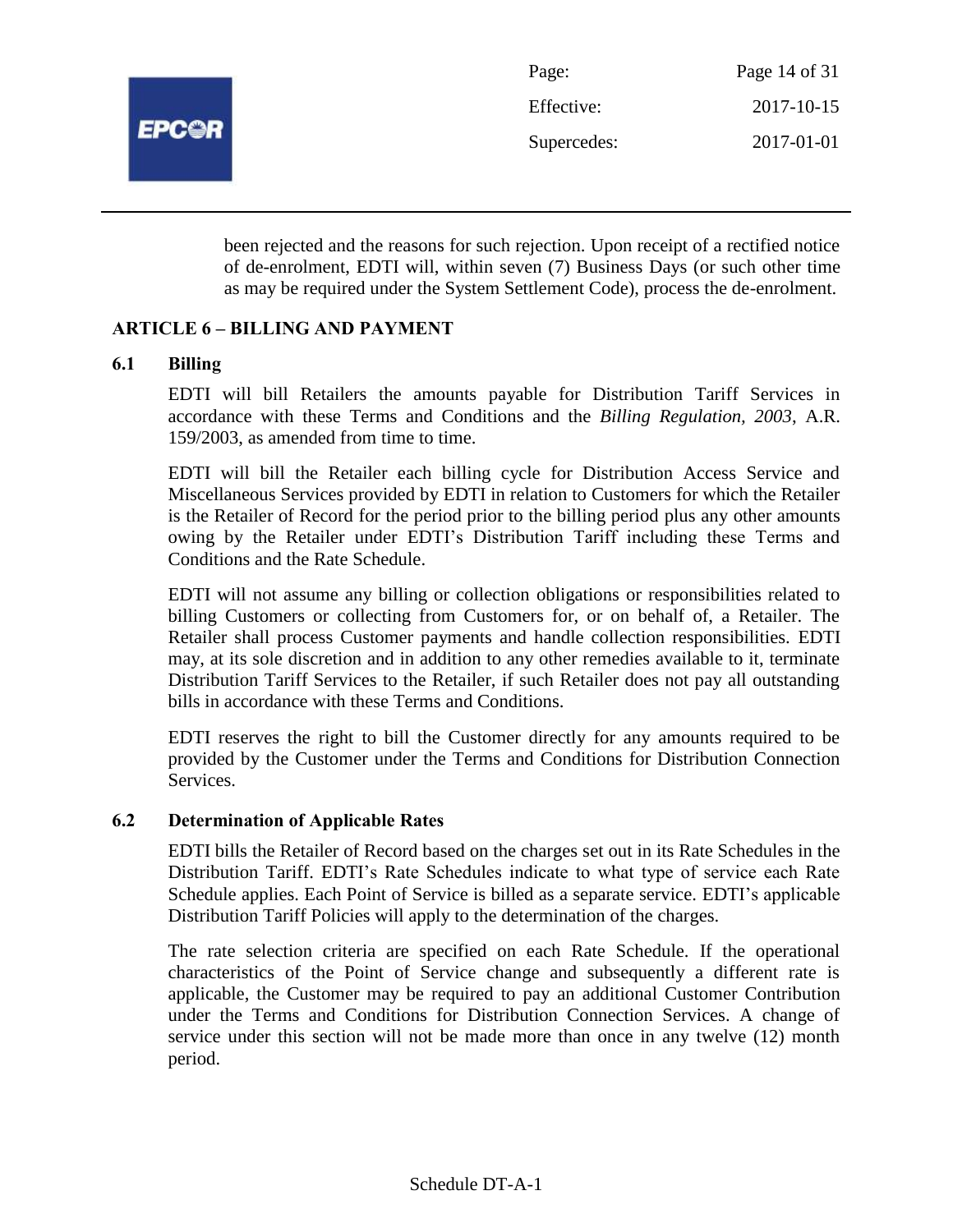been rejected and the reasons for such rejection. Upon receipt of a rectified notice of de-enrolment, EDTI will, within seven (7) Business Days (or such other time as may be required under the System Settlement Code), process the de-enrolment.

## ARTICLE 6 – BILLING AND PAYMENT

### 6.1 Billing

EDTI will bill Retailers the amounts payable for Distribution Tariff Services in accordance with these Terms and Conditions and the *Billing Regulation, 2003*, A.R. 159/2003, as amended from time to time.

EDTI will bill the Retailer each billing cycle for Distribution Access Service and Miscellaneous Services provided by EDTI in relation to Customers for which the Retailer is the Retailer of Record for the period prior to the billing period plus any other amounts owing by the Retailer under EDTI's Distribution Tariff including these Terms and Conditions and the Rate Schedule.

EDTI will not assume any billing or collection obligations or responsibilities related to billing Customers or collecting from Customers for, or on behalf of, a Retailer. The Retailer shall process Customer payments and handle collection responsibilities. EDTI may, at its sole discretion and in addition to any other remedies available to it, terminate Distribution Tariff Services to the Retailer, if such Retailer does not pay all outstanding bills in accordance with these Terms and Conditions.

EDTI reserves the right to bill the Customer directly for any amounts required to be provided by the Customer under the Terms and Conditions for Distribution Connection Services.

### 6.2 Determination of Applicable Rates

EDTI bills the Retailer of Record based on the charges set out in its Rate Schedules in the Distribution Tariff. EDTI's Rate Schedules indicate to what type of service each Rate Schedule applies. Each Point of Service is billed as a separate service. EDTI's applicable Distribution Tariff Policies will apply to the determination of the charges.

The rate selection criteria are specified on each Rate Schedule. If the operational characteristics of the Point of Service change and subsequently a different rate is applicable, the Customer may be required to pay an additional Customer Contribution under the Terms and Conditions for Distribution Connection Services. A change of service under this section will not be made more than once in any twelve (12) month period.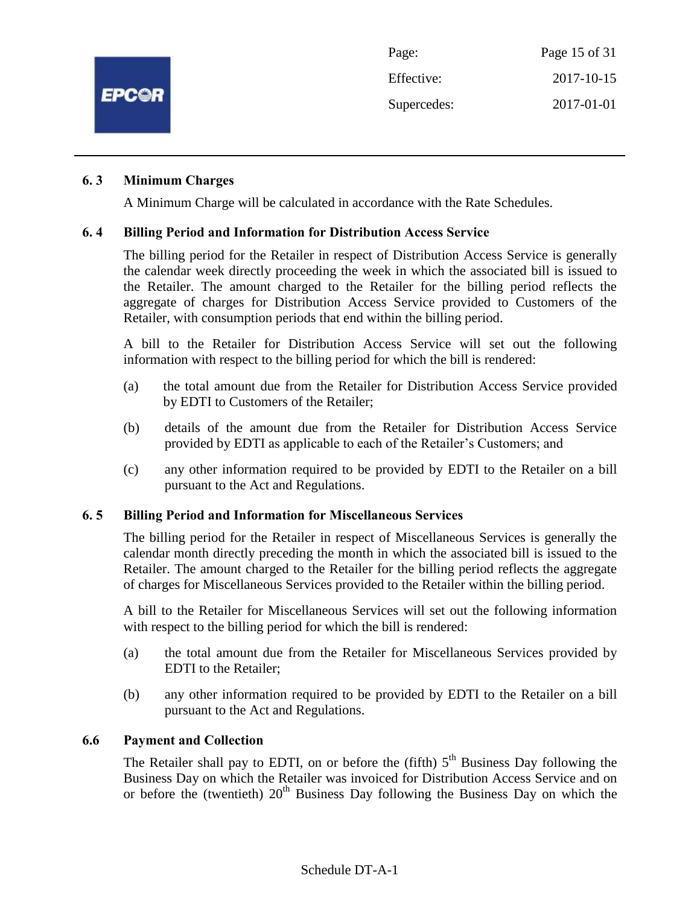### 6. 3 Minimum Charges

A Minimum Charge will be calculated in accordance with the Rate Schedules.

### 6. 4 Billing Period and Information for Distribution Access Service

The billing period for the Retailer in respect of Distribution Access Service is generally the calendar week directly proceeding the week in which the associated bill is issued to the Retailer. The amount charged to the Retailer for the billing period reflects the aggregate of charges for Distribution Access Service provided to Customers of the Retailer, with consumption periods that end within the billing period.

A bill to the Retailer for Distribution Access Service will set out the following information with respect to the billing period for which the bill is rendered:

(a) the total amount due from the Retailer for Distribution Access Service provided by EDTI to Customers of the Retailer;

(b) details of the amount due from the Retailer for Distribution Access Service provided by EDTI as applicable to each of the Retailer's Customers; and

(c) any other information required to be provided by EDTI to the Retailer on a bill pursuant to the Act and Regulations.

### 6. 5 Billing Period and Information for Miscellaneous Services

The billing period for the Retailer in respect of Miscellaneous Services is generally the calendar month directly preceding the month in which the associated bill is issued to the Retailer. The amount charged to the Retailer for the billing period reflects the aggregate of charges for Miscellaneous Services provided to the Retailer within the billing period.

A bill to the Retailer for Miscellaneous Services will set out the following information with respect to the billing period for which the bill is rendered:

(a) the total amount due from the Retailer for Miscellaneous Services provided by EDTI to the Retailer;

(b) any other information required to be provided by EDTI to the Retailer on a bill pursuant to the Act and Regulations.

### 6.6 Payment and Collection

The Retailer shall pay to EDTI, on or before the (fifth) 5th Business Day following the Business Day on which the Retailer was invoiced for Distribution Access Service and on or before the (twentieth) 20th Business Day following the Business Day on which the

Schedule DT-A-1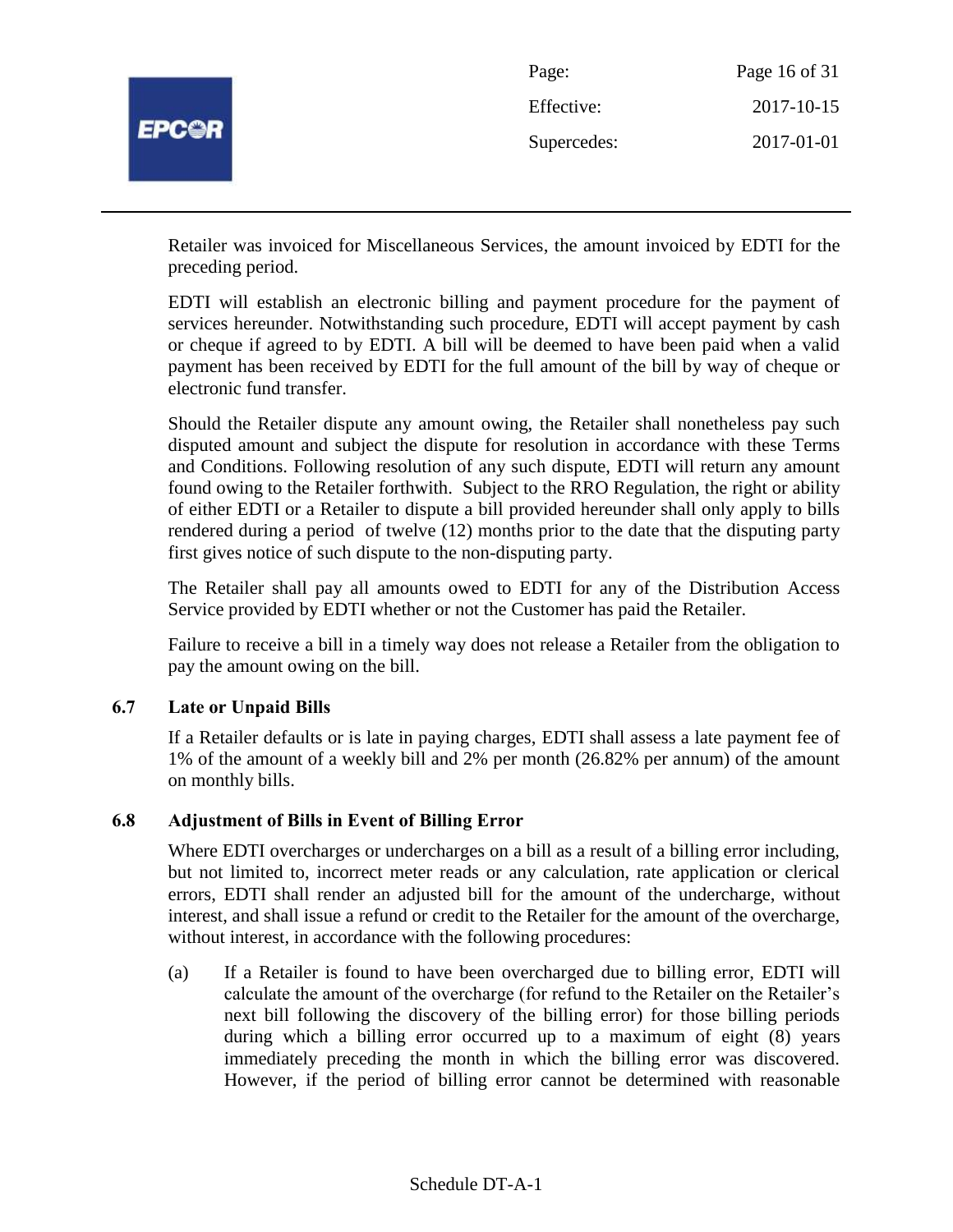Retailer was invoiced for Miscellaneous Services, the amount invoiced by EDTI for the preceding period.

EDTI will establish an electronic billing and payment procedure for the payment of services hereunder. Notwithstanding such procedure, EDTI will accept payment by cash or cheque if agreed to by EDTI. A bill will be deemed to have been paid when a valid payment has been received by EDTI for the full amount of the bill by way of cheque or electronic fund transfer.

Should the Retailer dispute any amount owing, the Retailer shall nonetheless pay such disputed amount and subject the dispute for resolution in accordance with these Terms and Conditions. Following resolution of any such dispute, EDTI will return any amount found owing to the Retailer forthwith. Subject to the RRO Regulation, the right or ability of either EDTI or a Retailer to dispute a bill provided hereunder shall only apply to bills rendered during a period of twelve (12) months prior to the date that the disputing party first gives notice of such dispute to the non-disputing party.

The Retailer shall pay all amounts owed to EDTI for any of the Distribution Access Service provided by EDTI whether or not the Customer has paid the Retailer.

Failure to receive a bill in a timely way does not release a Retailer from the obligation to pay the amount owing on the bill.

### 6.7 Late or Unpaid Bills

If a Retailer defaults or is late in paying charges, EDTI shall assess a late payment fee of 1% of the amount of a weekly bill and 2% per month (26.82% per annum) of the amount on monthly bills.

### 6.8 Adjustment of Bills in Event of Billing Error

Where EDTI overcharges or undercharges on a bill as a result of a billing error including, but not limited to, incorrect meter reads or any calculation, rate application or clerical errors, EDTI shall render an adjusted bill for the amount of the undercharge, without interest, and shall issue a refund or credit to the Retailer for the amount of the overcharge, without interest, in accordance with the following procedures:

(a) If a Retailer is found to have been overcharged due to billing error, EDTI will calculate the amount of the overcharge (for refund to the Retailer on the Retailer's next bill following the discovery of the billing error) for those billing periods during which a billing error occurred up to a maximum of eight (8) years immediately preceding the month in which the billing error was discovered. However, if the period of billing error cannot be determined with reasonable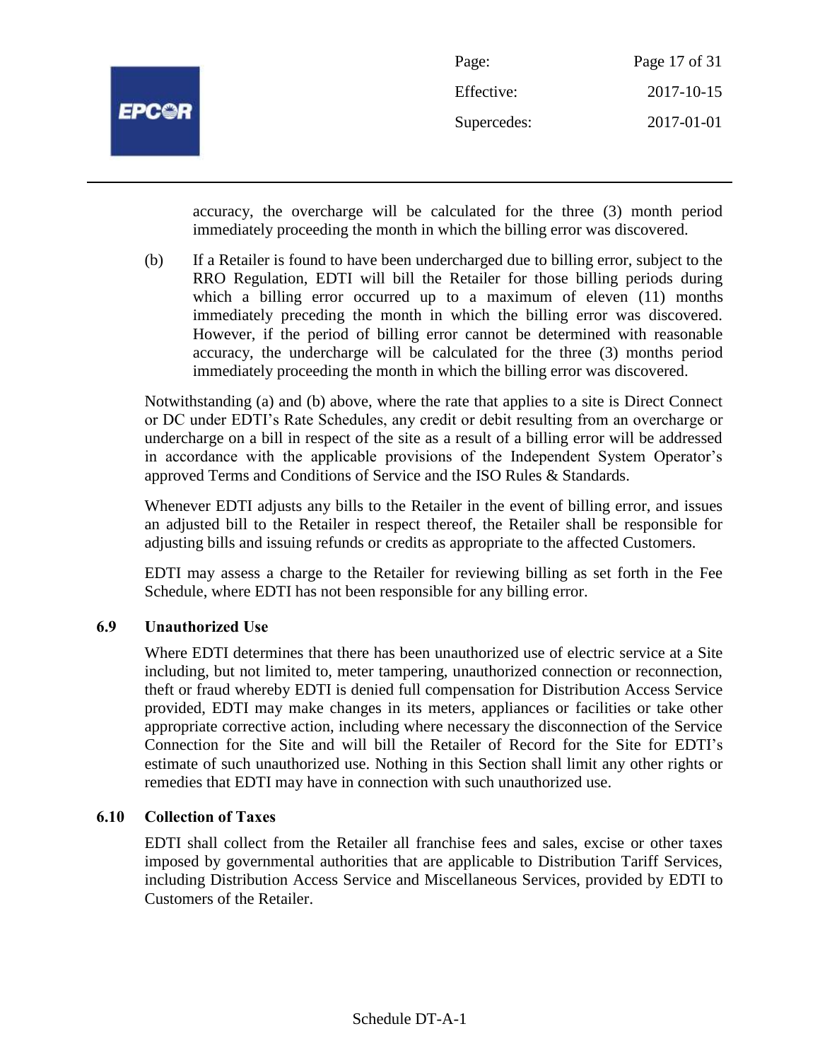accuracy, the overcharge will be calculated for the three (3) month period immediately proceeding the month in which the billing error was discovered.

(b) If a Retailer is found to have been undercharged due to billing error, subject to the RRO Regulation, EDTI will bill the Retailer for those billing periods during which a billing error occurred up to a maximum of eleven (11) months immediately preceding the month in which the billing error was discovered. However, if the period of billing error cannot be determined with reasonable accuracy, the undercharge will be calculated for the three (3) months period immediately proceeding the month in which the billing error was discovered.

Notwithstanding (a) and (b) above, where the rate that applies to a site is Direct Connect or DC under EDTI's Rate Schedules, any credit or debit resulting from an overcharge or undercharge on a bill in respect of the site as a result of a billing error will be addressed in accordance with the applicable provisions of the Independent System Operator's approved Terms and Conditions of Service and the ISO Rules & Standards.

Whenever EDTI adjusts any bills to the Retailer in the event of billing error, and issues an adjusted bill to the Retailer in respect thereof, the Retailer shall be responsible for adjusting bills and issuing refunds or credits as appropriate to the affected Customers.

EDTI may assess a charge to the Retailer for reviewing billing as set forth in the Fee Schedule, where EDTI has not been responsible for any billing error.

### 6.9 Unauthorized Use

Where EDTI determines that there has been unauthorized use of electric service at a Site including, but not limited to, meter tampering, unauthorized connection or reconnection, theft or fraud whereby EDTI is denied full compensation for Distribution Access Service provided, EDTI may make changes in its meters, appliances or facilities or take other appropriate corrective action, including where necessary the disconnection of the Service Connection for the Site and will bill the Retailer of Record for the Site for EDTI's estimate of such unauthorized use. Nothing in this Section shall limit any other rights or remedies that EDTI may have in connection with such unauthorized use.

### 6.10 Collection of Taxes

EDTI shall collect from the Retailer all franchise fees and sales, excise or other taxes imposed by governmental authorities that are applicable to Distribution Tariff Services, including Distribution Access Service and Miscellaneous Services, provided by EDTI to Customers of the Retailer.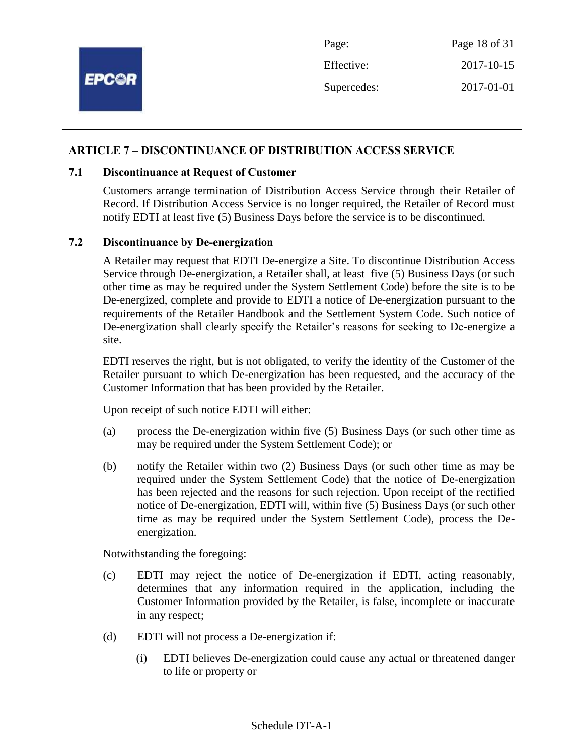## ARTICLE 7 – DISCONTINUANCE OF DISTRIBUTION ACCESS SERVICE

### 7.1 Discontinuance at Request of Customer

Customers arrange termination of Distribution Access Service through their Retailer of Record. If Distribution Access Service is no longer required, the Retailer of Record must notify EDTI at least five (5) Business Days before the service is to be discontinued.

### 7.2 Discontinuance by De-energization

A Retailer may request that EDTI De-energize a Site. To discontinue Distribution Access Service through De-energization, a Retailer shall, at least five (5) Business Days (or such other time as may be required under the System Settlement Code) before the site is to be De-energized, complete and provide to EDTI a notice of De-energization pursuant to the requirements of the Retailer Handbook and the Settlement System Code. Such notice of De-energization shall clearly specify the Retailer's reasons for seeking to De-energize a site.

EDTI reserves the right, but is not obligated, to verify the identity of the Customer of the Retailer pursuant to which De-energization has been requested, and the accuracy of the Customer Information that has been provided by the Retailer.

Upon receipt of such notice EDTI will either:

(a) process the De-energization within five (5) Business Days (or such other time as may be required under the System Settlement Code); or

(b) notify the Retailer within two (2) Business Days (or such other time as may be required under the System Settlement Code) that the notice of De-energization has been rejected and the reasons for such rejection. Upon receipt of the rectified notice of De-energization, EDTI will, within five (5) Business Days (or such other time as may be required under the System Settlement Code), process the De-energization.

Notwithstanding the foregoing:

(c) EDTI may reject the notice of De-energization if EDTI, acting reasonably, determines that any information required in the application, including the Customer Information provided by the Retailer, is false, incomplete or inaccurate in any respect;

(d) EDTI will not process a De-energization if:

(i) EDTI believes De-energization could cause any actual or threatened danger to life or property or

Schedule DT-A-1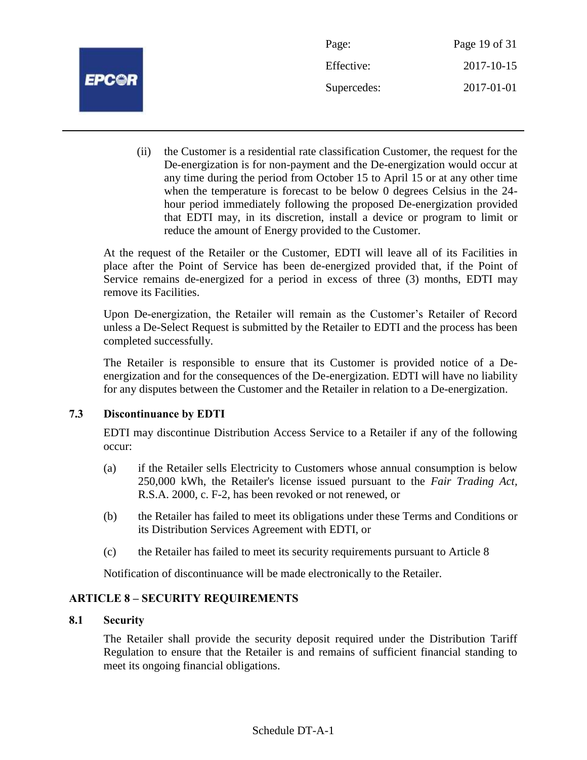(ii) the Customer is a residential rate classification Customer, the request for the De-energization is for non-payment and the De-energization would occur at any time during the period from October 15 to April 15 or at any other time when the temperature is forecast to be below 0 degrees Celsius in the 24-hour period immediately following the proposed De-energization provided that EDTI may, in its discretion, install a device or program to limit or reduce the amount of Energy provided to the Customer.

At the request of the Retailer or the Customer, EDTI will leave all of its Facilities in place after the Point of Service has been de-energized provided that, if the Point of Service remains de-energized for a period in excess of three (3) months, EDTI may remove its Facilities.

Upon De-energization, the Retailer will remain as the Customer's Retailer of Record unless a De-Select Request is submitted by the Retailer to EDTI and the process has been completed successfully.

The Retailer is responsible to ensure that its Customer is provided notice of a De-energization and for the consequences of the De-energization. EDTI will have no liability for any disputes between the Customer and the Retailer in relation to a De-energization.

### 7.3 Discontinuance by EDTI

EDTI may discontinue Distribution Access Service to a Retailer if any of the following occur:

(a) if the Retailer sells Electricity to Customers whose annual consumption is below 250,000 kWh, the Retailer's license issued pursuant to the *Fair Trading Act*, R.S.A. 2000, c. F-2, has been revoked or not renewed, or

(b) the Retailer has failed to meet its obligations under these Terms and Conditions or its Distribution Services Agreement with EDTI, or

(c) the Retailer has failed to meet its security requirements pursuant to Article 8

Notification of discontinuance will be made electronically to the Retailer.

## ARTICLE 8 – SECURITY REQUIREMENTS

### 8.1 Security

The Retailer shall provide the security deposit required under the Distribution Tariff Regulation to ensure that the Retailer is and remains of sufficient financial standing to meet its ongoing financial obligations.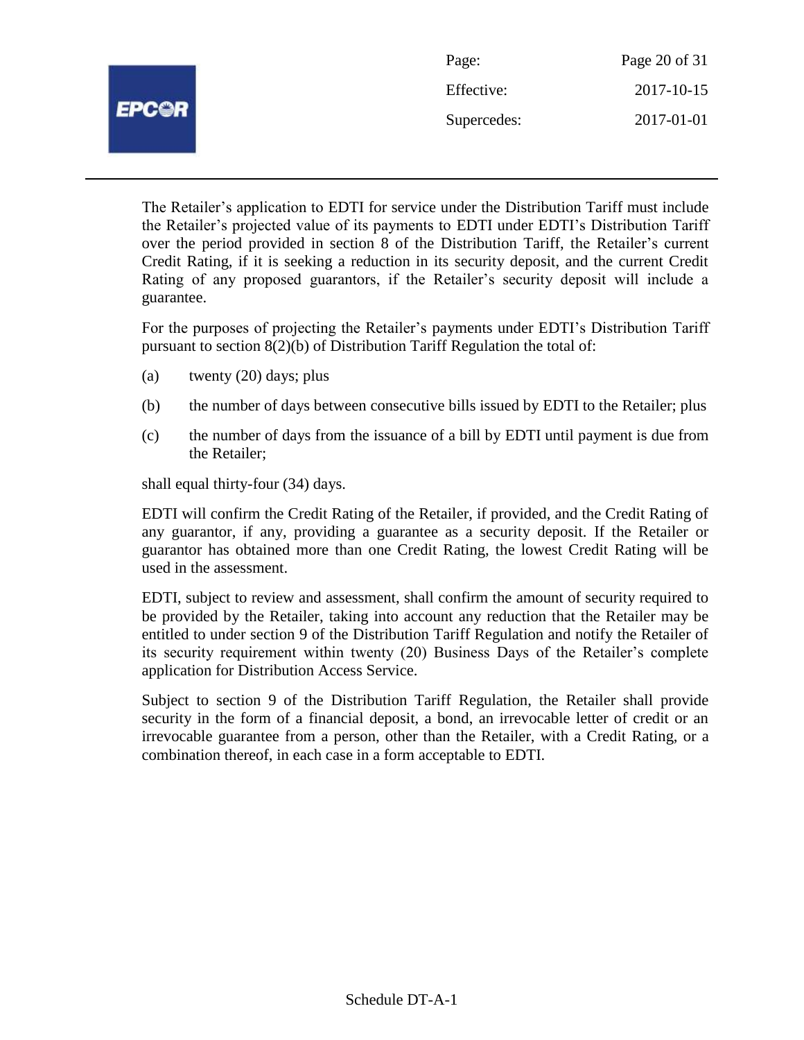The Retailer's application to EDTI for service under the Distribution Tariff must include the Retailer's projected value of its payments to EDTI under EDTI's Distribution Tariff over the period provided in section 8 of the Distribution Tariff, the Retailer's current Credit Rating, if it is seeking a reduction in its security deposit, and the current Credit Rating of any proposed guarantors, if the Retailer's security deposit will include a guarantee.

For the purposes of projecting the Retailer's payments under EDTI's Distribution Tariff pursuant to section 8(2)(b) of Distribution Tariff Regulation the total of:

(a) twenty (20) days; plus

(b) the number of days between consecutive bills issued by EDTI to the Retailer; plus

(c) the number of days from the issuance of a bill by EDTI until payment is due from the Retailer;

shall equal thirty-four (34) days.

EDTI will confirm the Credit Rating of the Retailer, if provided, and the Credit Rating of any guarantor, if any, providing a guarantee as a security deposit. If the Retailer or guarantor has obtained more than one Credit Rating, the lowest Credit Rating will be used in the assessment.

EDTI, subject to review and assessment, shall confirm the amount of security required to be provided by the Retailer, taking into account any reduction that the Retailer may be entitled to under section 9 of the Distribution Tariff Regulation and notify the Retailer of its security requirement within twenty (20) Business Days of the Retailer's complete application for Distribution Access Service.

Subject to section 9 of the Distribution Tariff Regulation, the Retailer shall provide security in the form of a financial deposit, a bond, an irrevocable letter of credit or an irrevocable guarantee from a person, other than the Retailer, with a Credit Rating, or a combination thereof, in each case in a form acceptable to EDTI.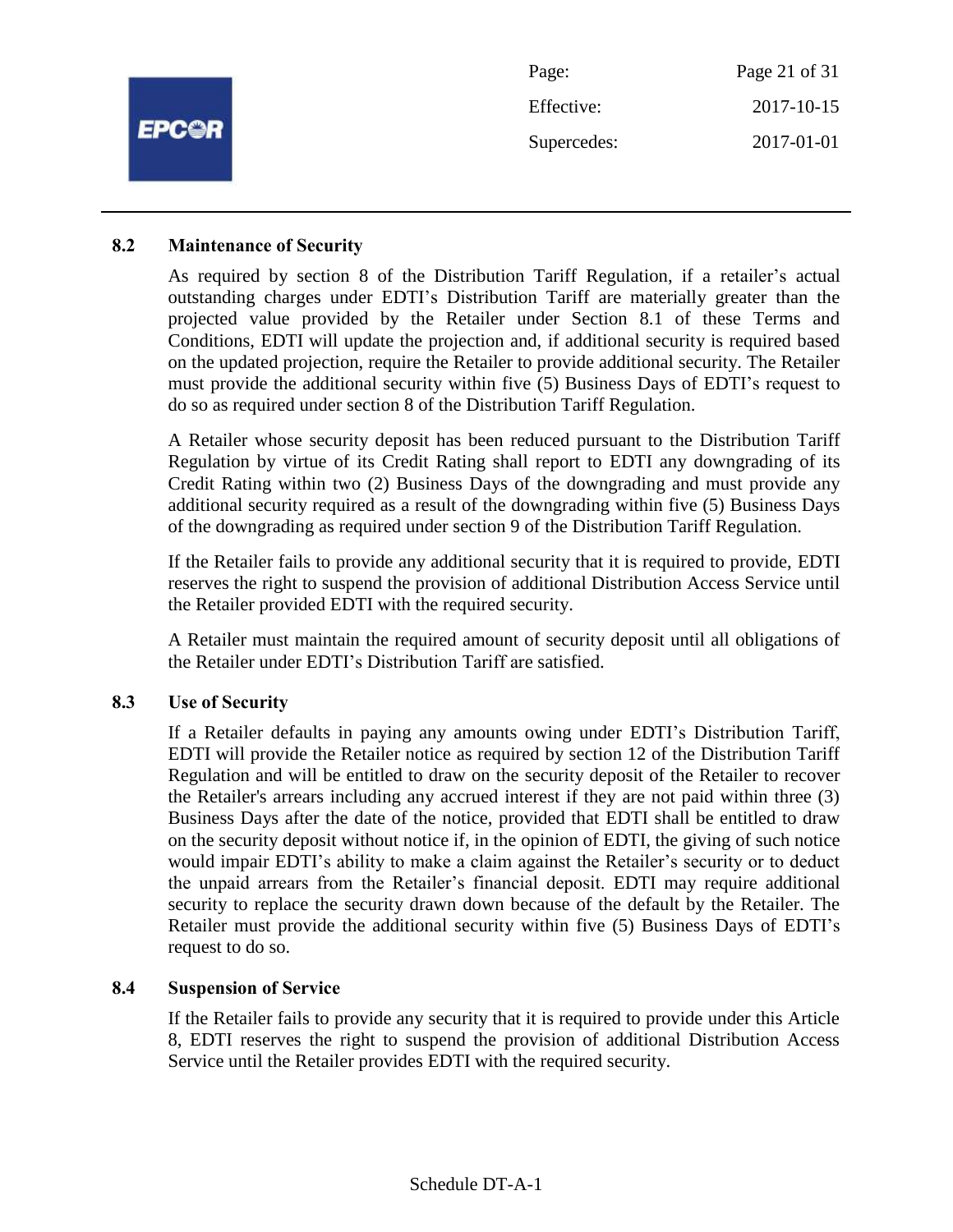### 8.2 Maintenance of Security

As required by section 8 of the Distribution Tariff Regulation, if a retailer's actual outstanding charges under EDTI's Distribution Tariff are materially greater than the projected value provided by the Retailer under Section 8.1 of these Terms and Conditions, EDTI will update the projection and, if additional security is required based on the updated projection, require the Retailer to provide additional security. The Retailer must provide the additional security within five (5) Business Days of EDTI's request to do so as required under section 8 of the Distribution Tariff Regulation.

A Retailer whose security deposit has been reduced pursuant to the Distribution Tariff Regulation by virtue of its Credit Rating shall report to EDTI any downgrading of its Credit Rating within two (2) Business Days of the downgrading and must provide any additional security required as a result of the downgrading within five (5) Business Days of the downgrading as required under section 9 of the Distribution Tariff Regulation.

If the Retailer fails to provide any additional security that it is required to provide, EDTI reserves the right to suspend the provision of additional Distribution Access Service until the Retailer provided EDTI with the required security.

A Retailer must maintain the required amount of security deposit until all obligations of the Retailer under EDTI's Distribution Tariff are satisfied.

### 8.3 Use of Security

If a Retailer defaults in paying any amounts owing under EDTI's Distribution Tariff, EDTI will provide the Retailer notice as required by section 12 of the Distribution Tariff Regulation and will be entitled to draw on the security deposit of the Retailer to recover the Retailer's arrears including any accrued interest if they are not paid within three (3) Business Days after the date of the notice, provided that EDTI shall be entitled to draw on the security deposit without notice if, in the opinion of EDTI, the giving of such notice would impair EDTI's ability to make a claim against the Retailer's security or to deduct the unpaid arrears from the Retailer's financial deposit. EDTI may require additional security to replace the security drawn down because of the default by the Retailer. The Retailer must provide the additional security within five (5) Business Days of EDTI's request to do so.

### 8.4 Suspension of Service

If the Retailer fails to provide any security that it is required to provide under this Article 8, EDTI reserves the right to suspend the provision of additional Distribution Access Service until the Retailer provides EDTI with the required security.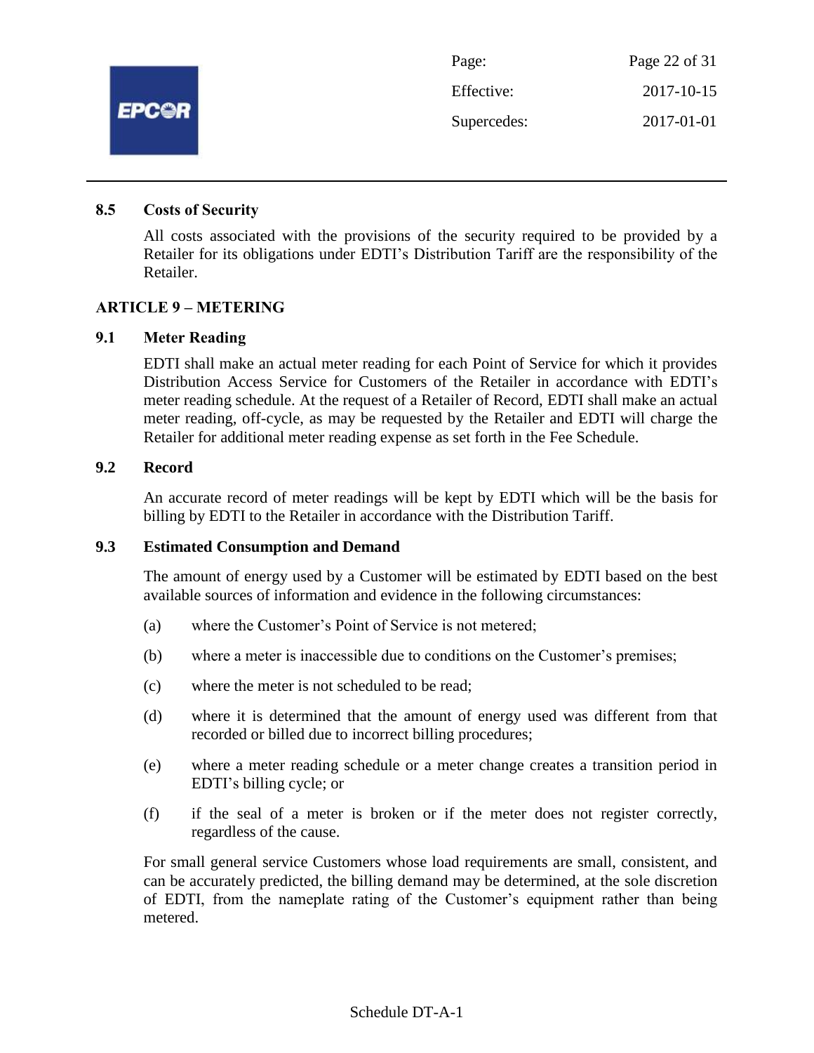### 8.5 Costs of Security

All costs associated with the provisions of the security required to be provided by a Retailer for its obligations under EDTI's Distribution Tariff are the responsibility of the Retailer.

## ARTICLE 9 – METERING

### 9.1 Meter Reading

EDTI shall make an actual meter reading for each Point of Service for which it provides Distribution Access Service for Customers of the Retailer in accordance with EDTI's meter reading schedule. At the request of a Retailer of Record, EDTI shall make an actual meter reading, off-cycle, as may be requested by the Retailer and EDTI will charge the Retailer for additional meter reading expense as set forth in the Fee Schedule.

### 9.2 Record

An accurate record of meter readings will be kept by EDTI which will be the basis for billing by EDTI to the Retailer in accordance with the Distribution Tariff.

### 9.3 Estimated Consumption and Demand

The amount of energy used by a Customer will be estimated by EDTI based on the best available sources of information and evidence in the following circumstances:

(a) where the Customer's Point of Service is not metered;

(b) where a meter is inaccessible due to conditions on the Customer's premises;

(c) where the meter is not scheduled to be read;

(d) where it is determined that the amount of energy used was different from that recorded or billed due to incorrect billing procedures;

(e) where a meter reading schedule or a meter change creates a transition period in EDTI's billing cycle; or

(f) if the seal of a meter is broken or if the meter does not register correctly, regardless of the cause.

For small general service Customers whose load requirements are small, consistent, and can be accurately predicted, the billing demand may be determined, at the sole discretion of EDTI, from the nameplate rating of the Customer's equipment rather than being metered.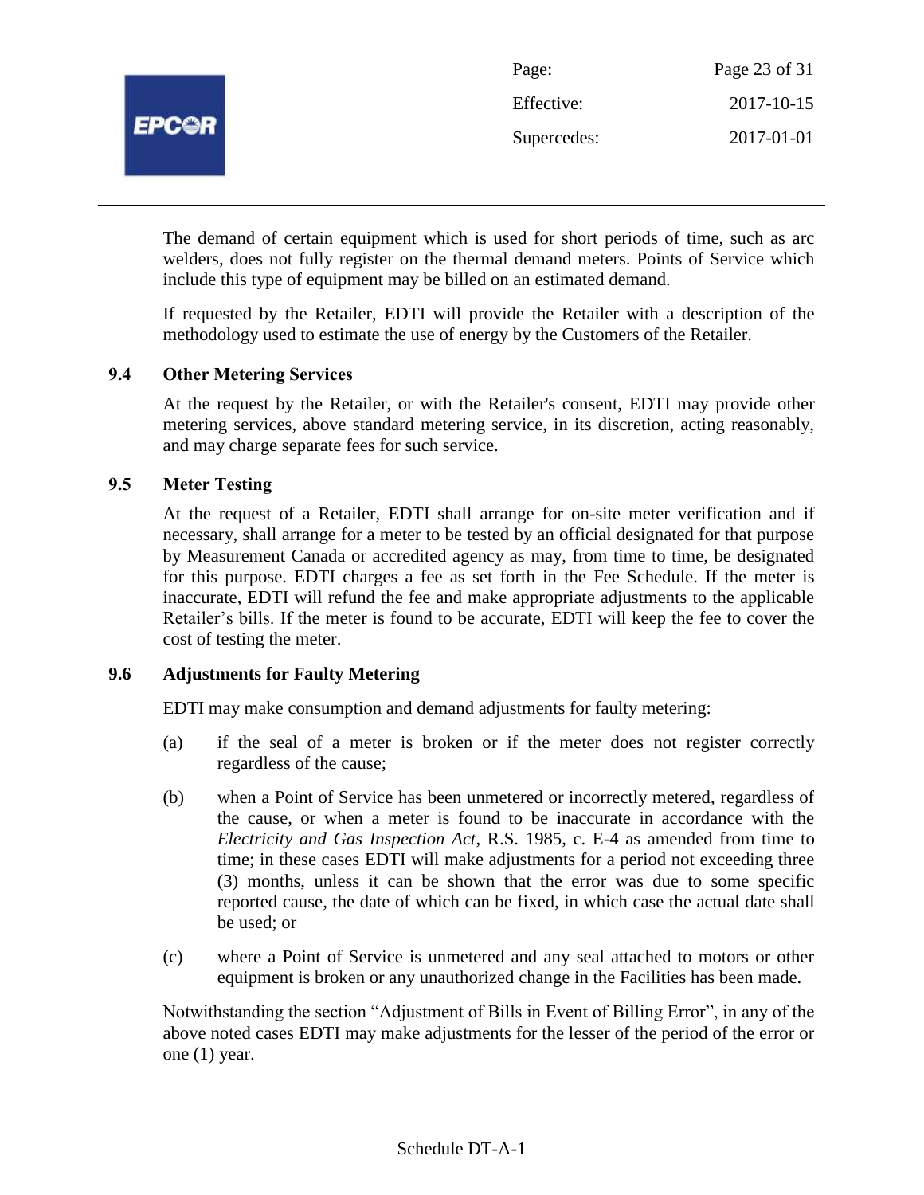The demand of certain equipment which is used for short periods of time, such as arc welders, does not fully register on the thermal demand meters. Points of Service which include this type of equipment may be billed on an estimated demand.

If requested by the Retailer, EDTI will provide the Retailer with a description of the methodology used to estimate the use of energy by the Customers of the Retailer.

### 9.4 Other Metering Services

At the request by the Retailer, or with the Retailer's consent, EDTI may provide other metering services, above standard metering service, in its discretion, acting reasonably, and may charge separate fees for such service.

### 9.5 Meter Testing

At the request of a Retailer, EDTI shall arrange for on-site meter verification and if necessary, shall arrange for a meter to be tested by an official designated for that purpose by Measurement Canada or accredited agency as may, from time to time, be designated for this purpose. EDTI charges a fee as set forth in the Fee Schedule. If the meter is inaccurate, EDTI will refund the fee and make appropriate adjustments to the applicable Retailer's bills. If the meter is found to be accurate, EDTI will keep the fee to cover the cost of testing the meter.

### 9.6 Adjustments for Faulty Metering

EDTI may make consumption and demand adjustments for faulty metering:

(a) if the seal of a meter is broken or if the meter does not register correctly regardless of the cause;

(b) when a Point of Service has been unmetered or incorrectly metered, regardless of the cause, or when a meter is found to be inaccurate in accordance with the *Electricity and Gas Inspection Act*, R.S. 1985, c. E-4 as amended from time to time; in these cases EDTI will make adjustments for a period not exceeding three (3) months, unless it can be shown that the error was due to some specific reported cause, the date of which can be fixed, in which case the actual date shall be used; or

(c) where a Point of Service is unmetered and any seal attached to motors or other equipment is broken or any unauthorized change in the Facilities has been made.

Notwithstanding the section "Adjustment of Bills in Event of Billing Error", in any of the above noted cases EDTI may make adjustments for the lesser of the period of the error or one (1) year.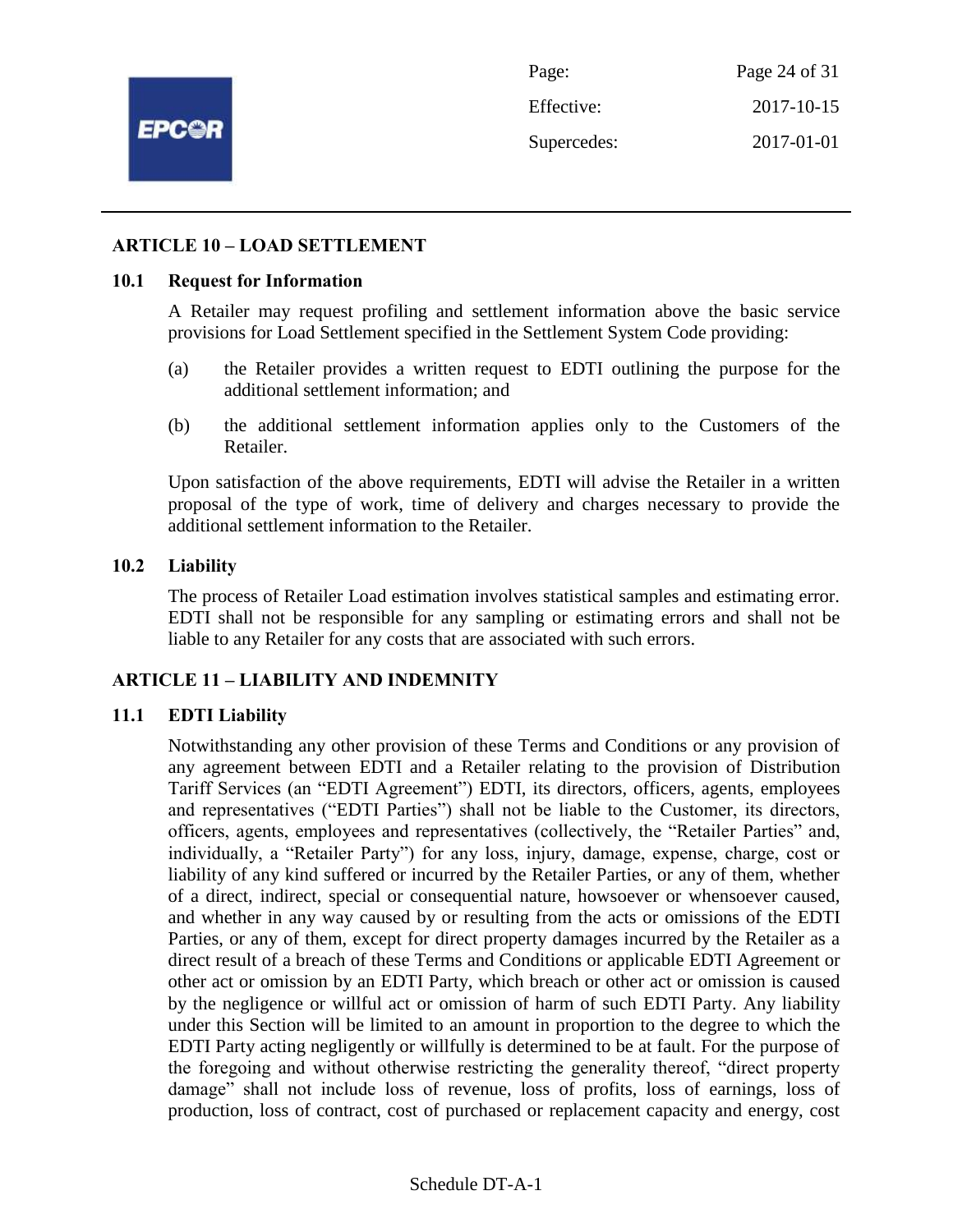## ARTICLE 10 – LOAD SETTLEMENT

### 10.1 Request for Information

A Retailer may request profiling and settlement information above the basic service provisions for Load Settlement specified in the Settlement System Code providing:

(a) the Retailer provides a written request to EDTI outlining the purpose for the additional settlement information; and

(b) the additional settlement information applies only to the Customers of the Retailer.

Upon satisfaction of the above requirements, EDTI will advise the Retailer in a written proposal of the type of work, time of delivery and charges necessary to provide the additional settlement information to the Retailer.

### 10.2 Liability

The process of Retailer Load estimation involves statistical samples and estimating error. EDTI shall not be responsible for any sampling or estimating errors and shall not be liable to any Retailer for any costs that are associated with such errors.

## ARTICLE 11 – LIABILITY AND INDEMNITY

### 11.1 EDTI Liability

Notwithstanding any other provision of these Terms and Conditions or any provision of any agreement between EDTI and a Retailer relating to the provision of Distribution Tariff Services (an "EDTI Agreement") EDTI, its directors, officers, agents, employees and representatives ("EDTI Parties") shall not be liable to the Customer, its directors, officers, agents, employees and representatives (collectively, the "Retailer Parties" and, individually, a "Retailer Party") for any loss, injury, damage, expense, charge, cost or liability of any kind suffered or incurred by the Retailer Parties, or any of them, whether of a direct, indirect, special or consequential nature, howsoever or whensoever caused, and whether in any way caused by or resulting from the acts or omissions of the EDTI Parties, or any of them, except for direct property damages incurred by the Retailer as a direct result of a breach of these Terms and Conditions or applicable EDTI Agreement or other act or omission by an EDTI Party, which breach or other act or omission is caused by the negligence or willful act or omission of harm of such EDTI Party. Any liability under this Section will be limited to an amount in proportion to the degree to which the EDTI Party acting negligently or willfully is determined to be at fault. For the purpose of the foregoing and without otherwise restricting the generality thereof, "direct property damage" shall not include loss of revenue, loss of profits, loss of earnings, loss of production, loss of contract, cost of purchased or replacement capacity and energy, cost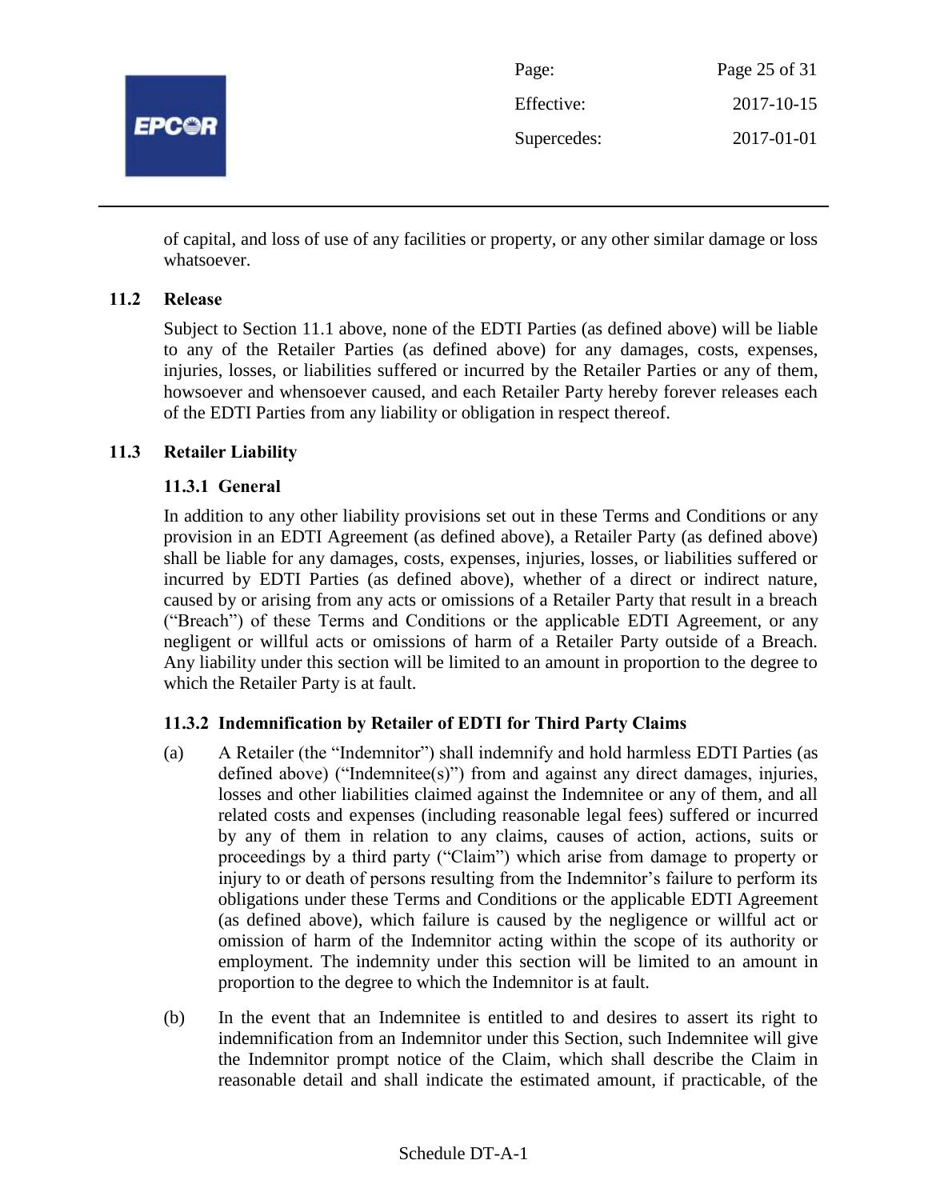of capital, and loss of use of any facilities or property, or any other similar damage or loss whatsoever.

### 11.2 Release

Subject to Section 11.1 above, none of the EDTI Parties (as defined above) will be liable to any of the Retailer Parties (as defined above) for any damages, costs, expenses, injuries, losses, or liabilities suffered or incurred by the Retailer Parties or any of them, howsoever and whensoever caused, and each Retailer Party hereby forever releases each of the EDTI Parties from any liability or obligation in respect thereof.

### 11.3 Retailer Liability

#### 11.3.1 General

In addition to any other liability provisions set out in these Terms and Conditions or any provision in an EDTI Agreement (as defined above), a Retailer Party (as defined above) shall be liable for any damages, costs, expenses, injuries, losses, or liabilities suffered or incurred by EDTI Parties (as defined above), whether of a direct or indirect nature, caused by or arising from any acts or omissions of a Retailer Party that result in a breach ("Breach") of these Terms and Conditions or the applicable EDTI Agreement, or any negligent or willful acts or omissions of harm of a Retailer Party outside of a Breach. Any liability under this section will be limited to an amount in proportion to the degree to which the Retailer Party is at fault.

#### 11.3.2 Indemnification by Retailer of EDTI for Third Party Claims

(a) A Retailer (the "Indemnitor") shall indemnify and hold harmless EDTI Parties (as defined above) ("Indemnitee(s)") from and against any direct damages, injuries, losses and other liabilities claimed against the Indemnitee or any of them, and all related costs and expenses (including reasonable legal fees) suffered or incurred by any of them in relation to any claims, causes of action, actions, suits or proceedings by a third party ("Claim") which arise from damage to property or injury to or death of persons resulting from the Indemnitor's failure to perform its obligations under these Terms and Conditions or the applicable EDTI Agreement (as defined above), which failure is caused by the negligence or willful act or omission of harm of the Indemnitor acting within the scope of its authority or employment. The indemnity under this section will be limited to an amount in proportion to the degree to which the Indemnitor is at fault.

(b) In the event that an Indemnitee is entitled to and desires to assert its right to indemnification from an Indemnitor under this Section, such Indemnitee will give the Indemnitor prompt notice of the Claim, which shall describe the Claim in reasonable detail and shall indicate the estimated amount, if practicable, of the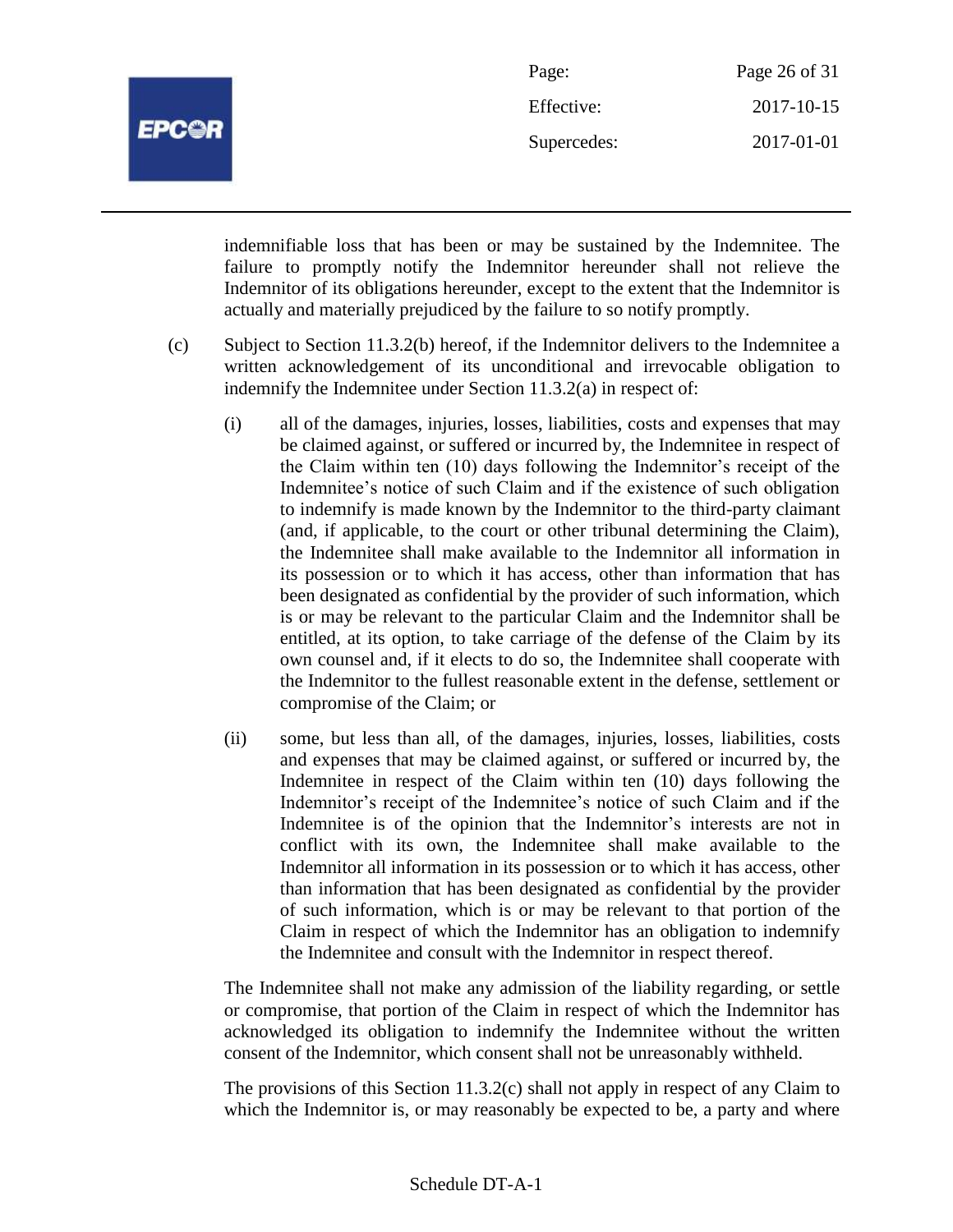indemnifiable loss that has been or may be sustained by the Indemnitee. The failure to promptly notify the Indemnitor hereunder shall not relieve the Indemnitor of its obligations hereunder, except to the extent that the Indemnitor is actually and materially prejudiced by the failure to so notify promptly.

(c) Subject to Section 11.3.2(b) hereof, if the Indemnitor delivers to the Indemnitee a written acknowledgement of its unconditional and irrevocable obligation to indemnify the Indemnitee under Section 11.3.2(a) in respect of:

(i) all of the damages, injuries, losses, liabilities, costs and expenses that may be claimed against, or suffered or incurred by, the Indemnitee in respect of the Claim within ten (10) days following the Indemnitor's receipt of the Indemnitee's notice of such Claim and if the existence of such obligation to indemnify is made known by the Indemnitor to the third-party claimant (and, if applicable, to the court or other tribunal determining the Claim), the Indemnitee shall make available to the Indemnitor all information in its possession or to which it has access, other than information that has been designated as confidential by the provider of such information, which is or may be relevant to the particular Claim and the Indemnitor shall be entitled, at its option, to take carriage of the defense of the Claim by its own counsel and, if it elects to do so, the Indemnitee shall cooperate with the Indemnitor to the fullest reasonable extent in the defense, settlement or compromise of the Claim; or

(ii) some, but less than all, of the damages, injuries, losses, liabilities, costs and expenses that may be claimed against, or suffered or incurred by, the Indemnitee in respect of the Claim within ten (10) days following the Indemnitor's receipt of the Indemnitee's notice of such Claim and if the Indemnitee is of the opinion that the Indemnitor's interests are not in conflict with its own, the Indemnitee shall make available to the Indemnitor all information in its possession or to which it has access, other than information that has been designated as confidential by the provider of such information, which is or may be relevant to that portion of the Claim in respect of which the Indemnitor has an obligation to indemnify the Indemnitee and consult with the Indemnitor in respect thereof.

The Indemnitee shall not make any admission of the liability regarding, or settle or compromise, that portion of the Claim in respect of which the Indemnitor has acknowledged its obligation to indemnify the Indemnitee without the written consent of the Indemnitor, which consent shall not be unreasonably withheld.

The provisions of this Section 11.3.2(c) shall not apply in respect of any Claim to which the Indemnitor is, or may reasonably be expected to be, a party and where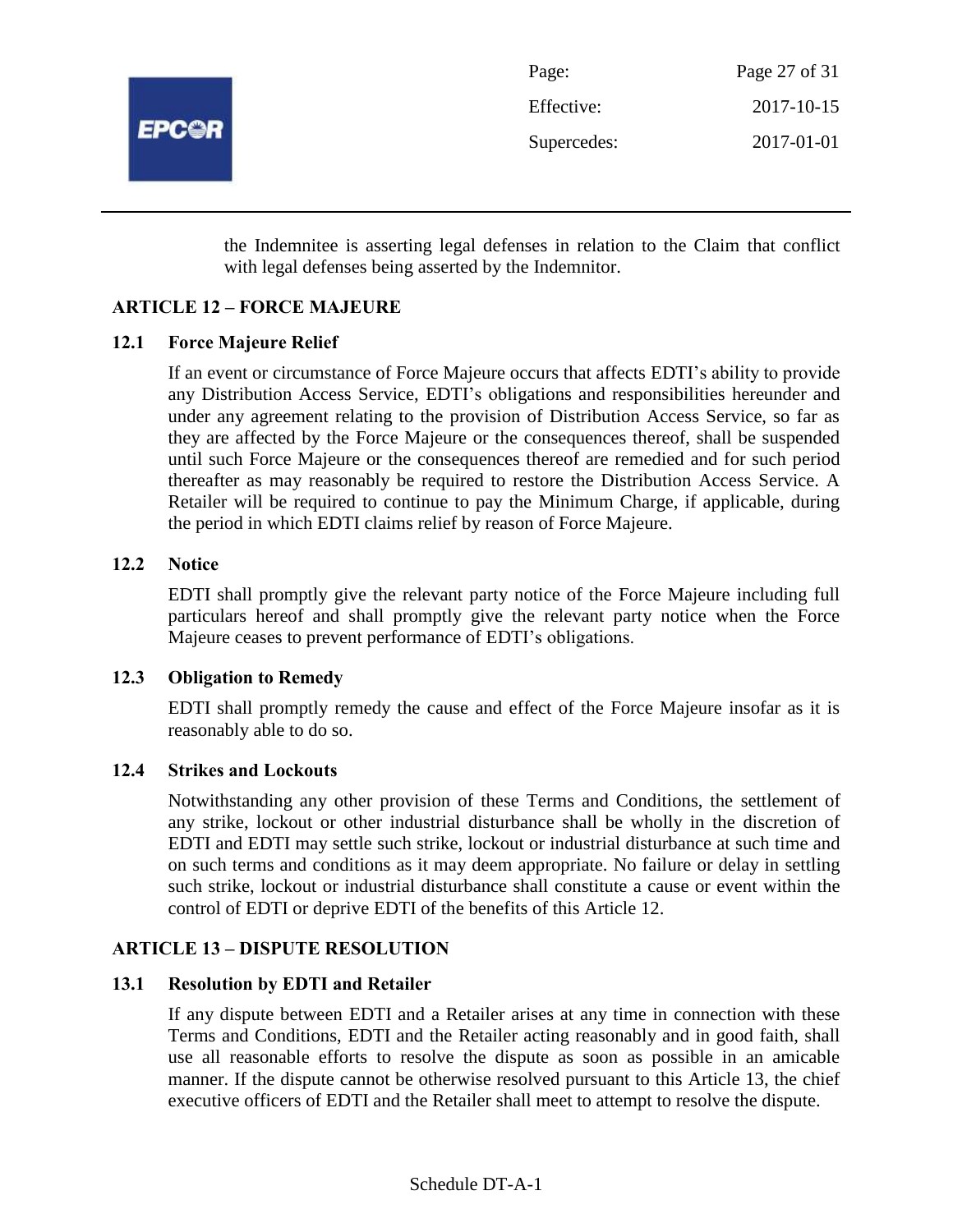the Indemnitee is asserting legal defenses in relation to the Claim that conflict with legal defenses being asserted by the Indemnitor.

## ARTICLE 12 – FORCE MAJEURE

### 12.1 Force Majeure Relief

If an event or circumstance of Force Majeure occurs that affects EDTI's ability to provide any Distribution Access Service, EDTI's obligations and responsibilities hereunder and under any agreement relating to the provision of Distribution Access Service, so far as they are affected by the Force Majeure or the consequences thereof, shall be suspended until such Force Majeure or the consequences thereof are remedied and for such period thereafter as may reasonably be required to restore the Distribution Access Service. A Retailer will be required to continue to pay the Minimum Charge, if applicable, during the period in which EDTI claims relief by reason of Force Majeure.

### 12.2 Notice

EDTI shall promptly give the relevant party notice of the Force Majeure including full particulars hereof and shall promptly give the relevant party notice when the Force Majeure ceases to prevent performance of EDTI's obligations.

### 12.3 Obligation to Remedy

EDTI shall promptly remedy the cause and effect of the Force Majeure insofar as it is reasonably able to do so.

### 12.4 Strikes and Lockouts

Notwithstanding any other provision of these Terms and Conditions, the settlement of any strike, lockout or other industrial disturbance shall be wholly in the discretion of EDTI and EDTI may settle such strike, lockout or industrial disturbance at such time and on such terms and conditions as it may deem appropriate. No failure or delay in settling such strike, lockout or industrial disturbance shall constitute a cause or event within the control of EDTI or deprive EDTI of the benefits of this Article 12.

## ARTICLE 13 – DISPUTE RESOLUTION

### 13.1 Resolution by EDTI and Retailer

If any dispute between EDTI and a Retailer arises at any time in connection with these Terms and Conditions, EDTI and the Retailer acting reasonably and in good faith, shall use all reasonable efforts to resolve the dispute as soon as possible in an amicable manner. If the dispute cannot be otherwise resolved pursuant to this Article 13, the chief executive officers of EDTI and the Retailer shall meet to attempt to resolve the dispute.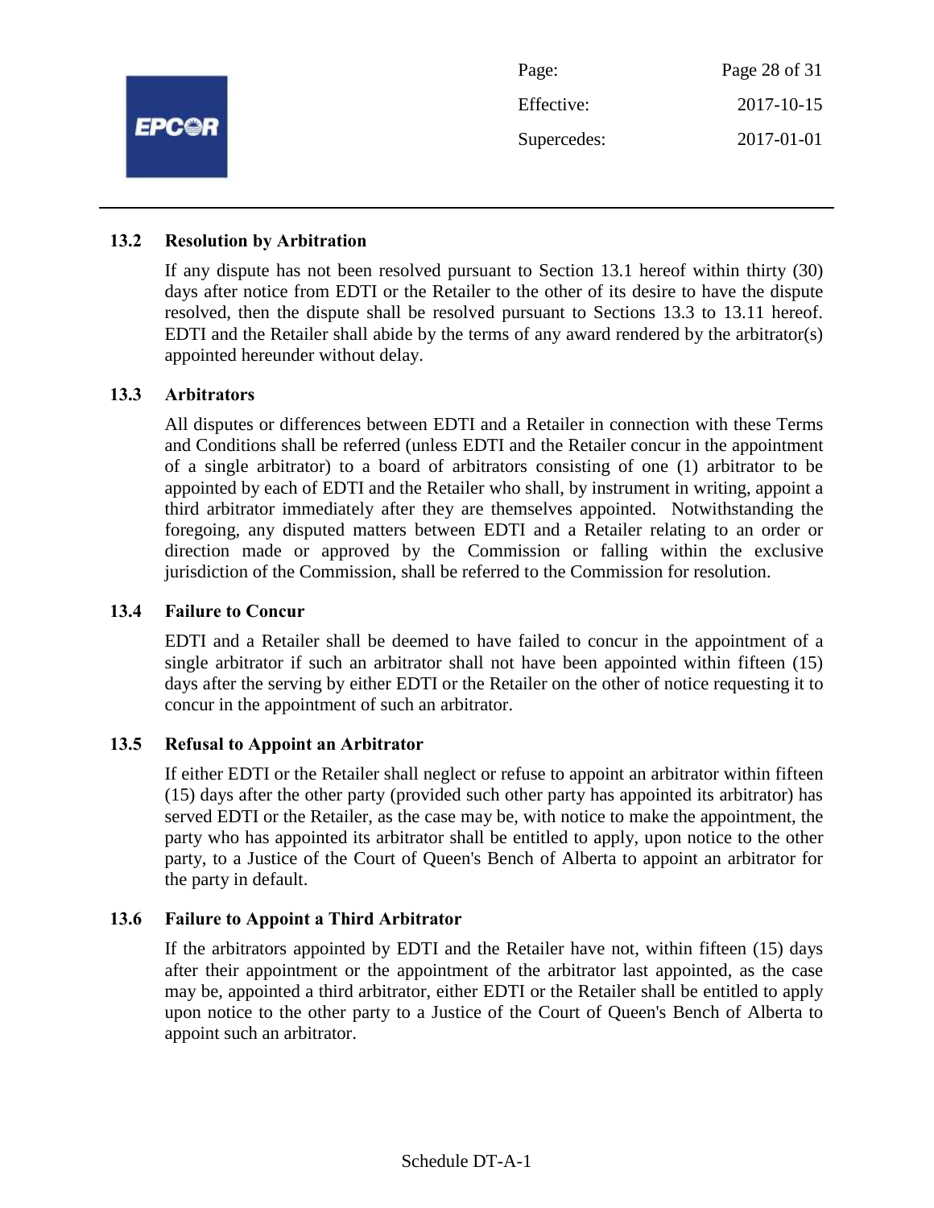### 13.2 Resolution by Arbitration

If any dispute has not been resolved pursuant to Section 13.1 hereof within thirty (30) days after notice from EDTI or the Retailer to the other of its desire to have the dispute resolved, then the dispute shall be resolved pursuant to Sections 13.3 to 13.11 hereof. EDTI and the Retailer shall abide by the terms of any award rendered by the arbitrator(s) appointed hereunder without delay.

### 13.3 Arbitrators

All disputes or differences between EDTI and a Retailer in connection with these Terms and Conditions shall be referred (unless EDTI and the Retailer concur in the appointment of a single arbitrator) to a board of arbitrators consisting of one (1) arbitrator to be appointed by each of EDTI and the Retailer who shall, by instrument in writing, appoint a third arbitrator immediately after they are themselves appointed. Notwithstanding the foregoing, any disputed matters between EDTI and a Retailer relating to an order or direction made or approved by the Commission or falling within the exclusive jurisdiction of the Commission, shall be referred to the Commission for resolution.

### 13.4 Failure to Concur

EDTI and a Retailer shall be deemed to have failed to concur in the appointment of a single arbitrator if such an arbitrator shall not have been appointed within fifteen (15) days after the serving by either EDTI or the Retailer on the other of notice requesting it to concur in the appointment of such an arbitrator.

### 13.5 Refusal to Appoint an Arbitrator

If either EDTI or the Retailer shall neglect or refuse to appoint an arbitrator within fifteen (15) days after the other party (provided such other party has appointed its arbitrator) has served EDTI or the Retailer, as the case may be, with notice to make the appointment, the party who has appointed its arbitrator shall be entitled to apply, upon notice to the other party, to a Justice of the Court of Queen's Bench of Alberta to appoint an arbitrator for the party in default.

### 13.6 Failure to Appoint a Third Arbitrator

If the arbitrators appointed by EDTI and the Retailer have not, within fifteen (15) days after their appointment or the appointment of the arbitrator last appointed, as the case may be, appointed a third arbitrator, either EDTI or the Retailer shall be entitled to apply upon notice to the other party to a Justice of the Court of Queen's Bench of Alberta to appoint such an arbitrator.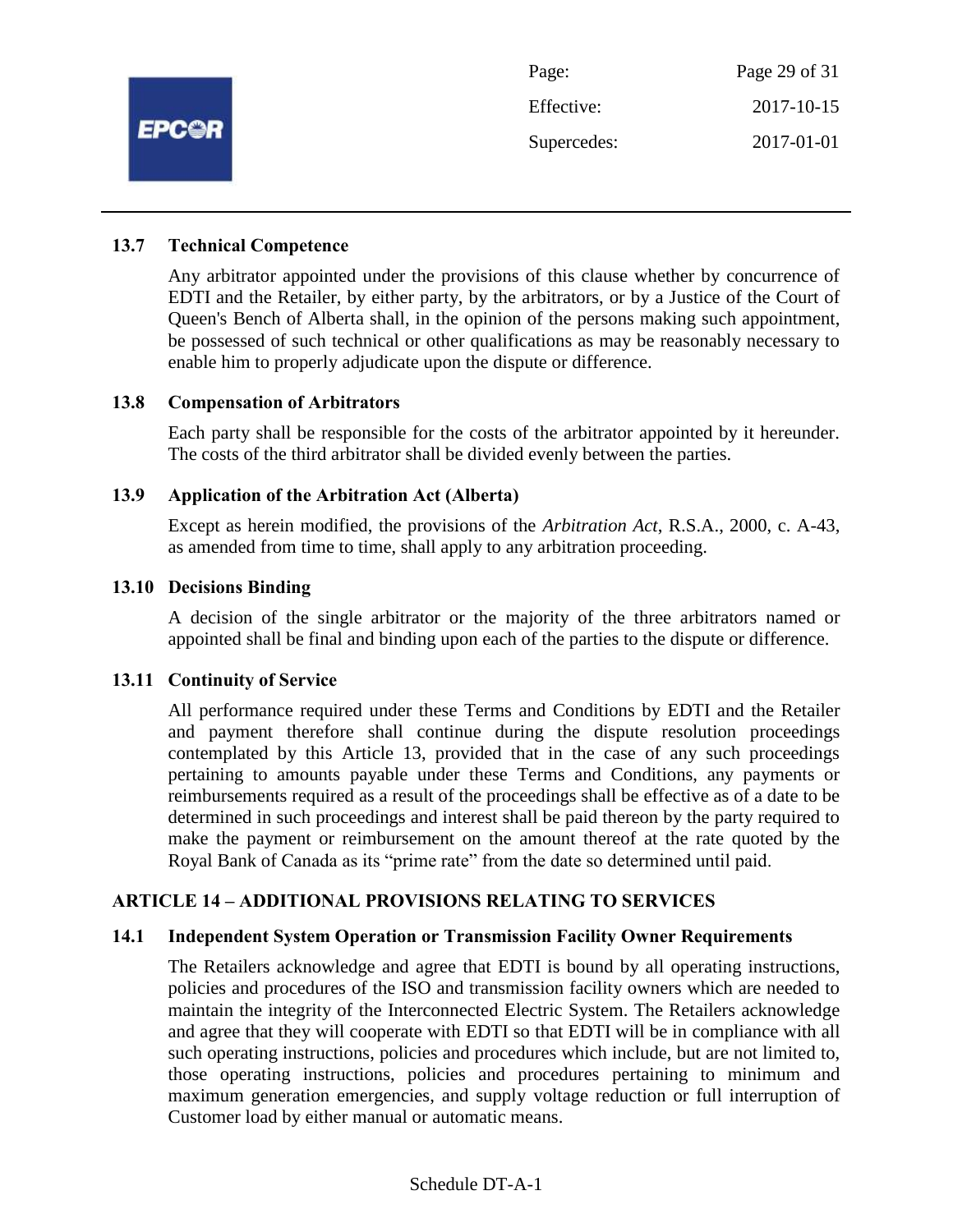### 13.7 Technical Competence

Any arbitrator appointed under the provisions of this clause whether by concurrence of EDTI and the Retailer, by either party, by the arbitrators, or by a Justice of the Court of Queen's Bench of Alberta shall, in the opinion of the persons making such appointment, be possessed of such technical or other qualifications as may be reasonably necessary to enable him to properly adjudicate upon the dispute or difference.

### 13.8 Compensation of Arbitrators

Each party shall be responsible for the costs of the arbitrator appointed by it hereunder. The costs of the third arbitrator shall be divided evenly between the parties.

### 13.9 Application of the Arbitration Act (Alberta)

Except as herein modified, the provisions of the *Arbitration Act*, R.S.A., 2000, c. A-43, as amended from time to time, shall apply to any arbitration proceeding.

### 13.10 Decisions Binding

A decision of the single arbitrator or the majority of the three arbitrators named or appointed shall be final and binding upon each of the parties to the dispute or difference.

### 13.11 Continuity of Service

All performance required under these Terms and Conditions by EDTI and the Retailer and payment therefore shall continue during the dispute resolution proceedings contemplated by this Article 13, provided that in the case of any such proceedings pertaining to amounts payable under these Terms and Conditions, any payments or reimbursements required as a result of the proceedings shall be effective as of a date to be determined in such proceedings and interest shall be paid thereon by the party required to make the payment or reimbursement on the amount thereof at the rate quoted by the Royal Bank of Canada as its "prime rate" from the date so determined until paid.

## ARTICLE 14 – ADDITIONAL PROVISIONS RELATING TO SERVICES

### 14.1 Independent System Operation or Transmission Facility Owner Requirements

The Retailers acknowledge and agree that EDTI is bound by all operating instructions, policies and procedures of the ISO and transmission facility owners which are needed to maintain the integrity of the Interconnected Electric System. The Retailers acknowledge and agree that they will cooperate with EDTI so that EDTI will be in compliance with all such operating instructions, policies and procedures which include, but are not limited to, those operating instructions, policies and procedures pertaining to minimum and maximum generation emergencies, and supply voltage reduction or full interruption of Customer load by either manual or automatic means.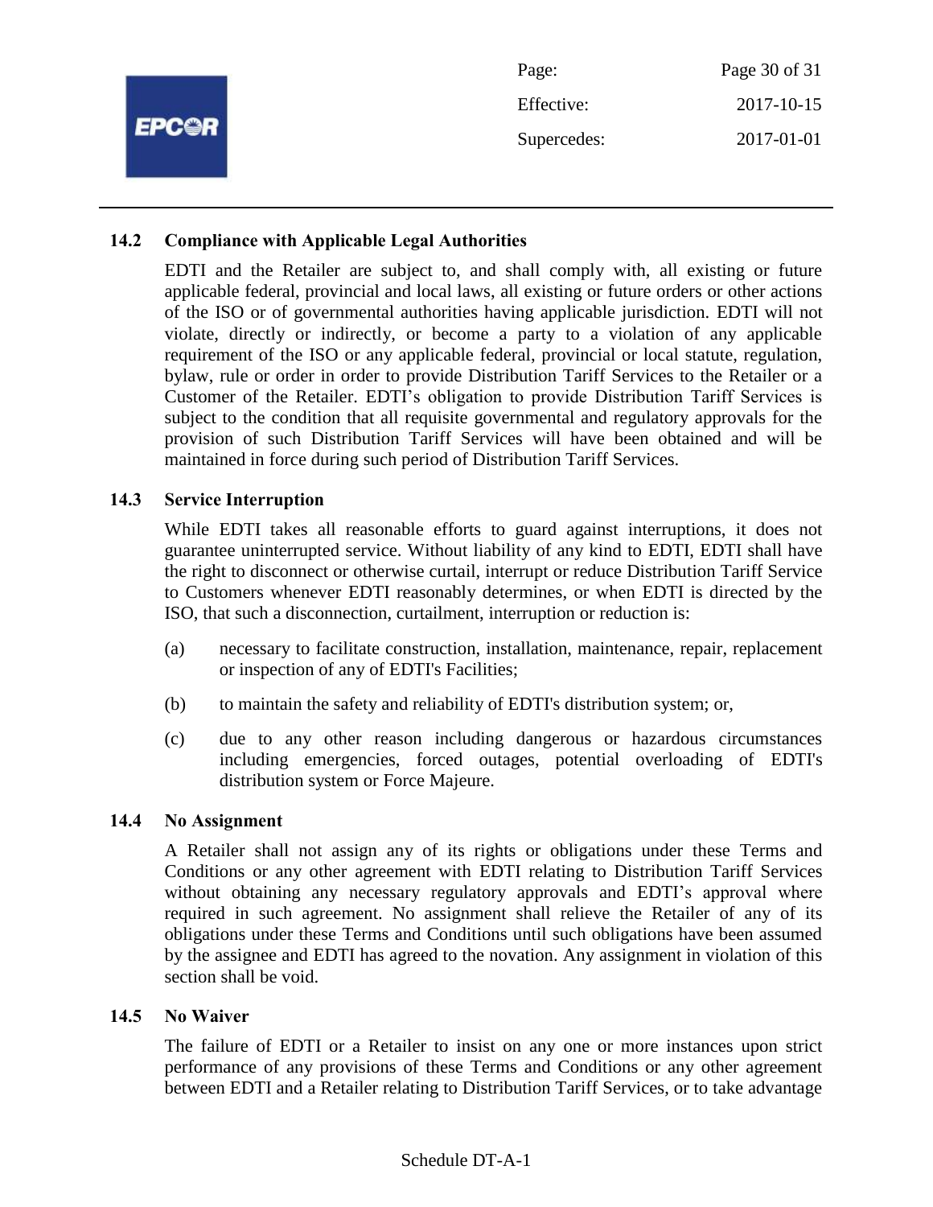### 14.2 Compliance with Applicable Legal Authorities

EDTI and the Retailer are subject to, and shall comply with, all existing or future applicable federal, provincial and local laws, all existing or future orders or other actions of the ISO or of governmental authorities having applicable jurisdiction. EDTI will not violate, directly or indirectly, or become a party to a violation of any applicable requirement of the ISO or any applicable federal, provincial or local statute, regulation, bylaw, rule or order in order to provide Distribution Tariff Services to the Retailer or a Customer of the Retailer. EDTI's obligation to provide Distribution Tariff Services is subject to the condition that all requisite governmental and regulatory approvals for the provision of such Distribution Tariff Services will have been obtained and will be maintained in force during such period of Distribution Tariff Services.

### 14.3 Service Interruption

While EDTI takes all reasonable efforts to guard against interruptions, it does not guarantee uninterrupted service. Without liability of any kind to EDTI, EDTI shall have the right to disconnect or otherwise curtail, interrupt or reduce Distribution Tariff Service to Customers whenever EDTI reasonably determines, or when EDTI is directed by the ISO, that such a disconnection, curtailment, interruption or reduction is:

(a) necessary to facilitate construction, installation, maintenance, repair, replacement or inspection of any of EDTI's Facilities;

(b) to maintain the safety and reliability of EDTI's distribution system; or,

(c) due to any other reason including dangerous or hazardous circumstances including emergencies, forced outages, potential overloading of EDTI's distribution system or Force Majeure.

### 14.4 No Assignment

A Retailer shall not assign any of its rights or obligations under these Terms and Conditions or any other agreement with EDTI relating to Distribution Tariff Services without obtaining any necessary regulatory approvals and EDTI's approval where required in such agreement. No assignment shall relieve the Retailer of any of its obligations under these Terms and Conditions until such obligations have been assumed by the assignee and EDTI has agreed to the novation. Any assignment in violation of this section shall be void.

### 14.5 No Waiver

The failure of EDTI or a Retailer to insist on any one or more instances upon strict performance of any provisions of these Terms and Conditions or any other agreement between EDTI and a Retailer relating to Distribution Tariff Services, or to take advantage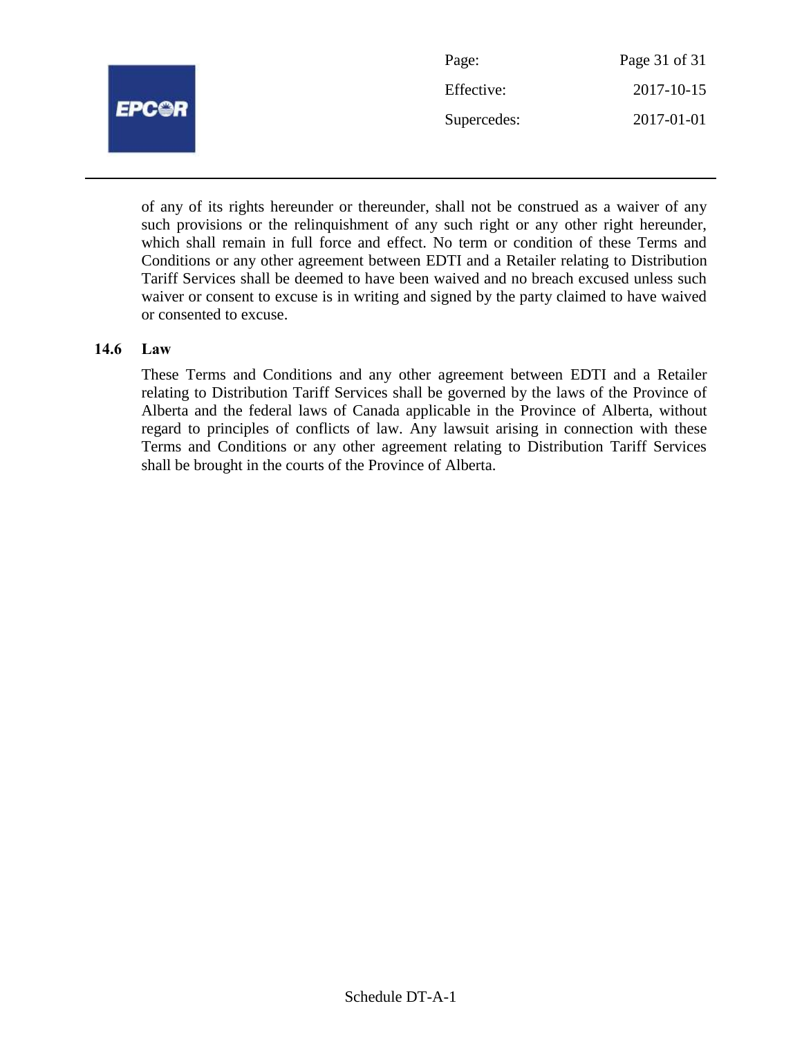of any of its rights hereunder or thereunder, shall not be construed as a waiver of any such provisions or the relinquishment of any such right or any other right hereunder, which shall remain in full force and effect. No term or condition of these Terms and Conditions or any other agreement between EDTI and a Retailer relating to Distribution Tariff Services shall be deemed to have been waived and no breach excused unless such waiver or consent to excuse is in writing and signed by the party claimed to have waived or consented to excuse.

### 14.6 Law

These Terms and Conditions and any other agreement between EDTI and a Retailer relating to Distribution Tariff Services shall be governed by the laws of the Province of Alberta and the federal laws of Canada applicable in the Province of Alberta, without regard to principles of conflicts of law. Any lawsuit arising in connection with these Terms and Conditions or any other agreement relating to Distribution Tariff Services shall be brought in the courts of the Province of Alberta.